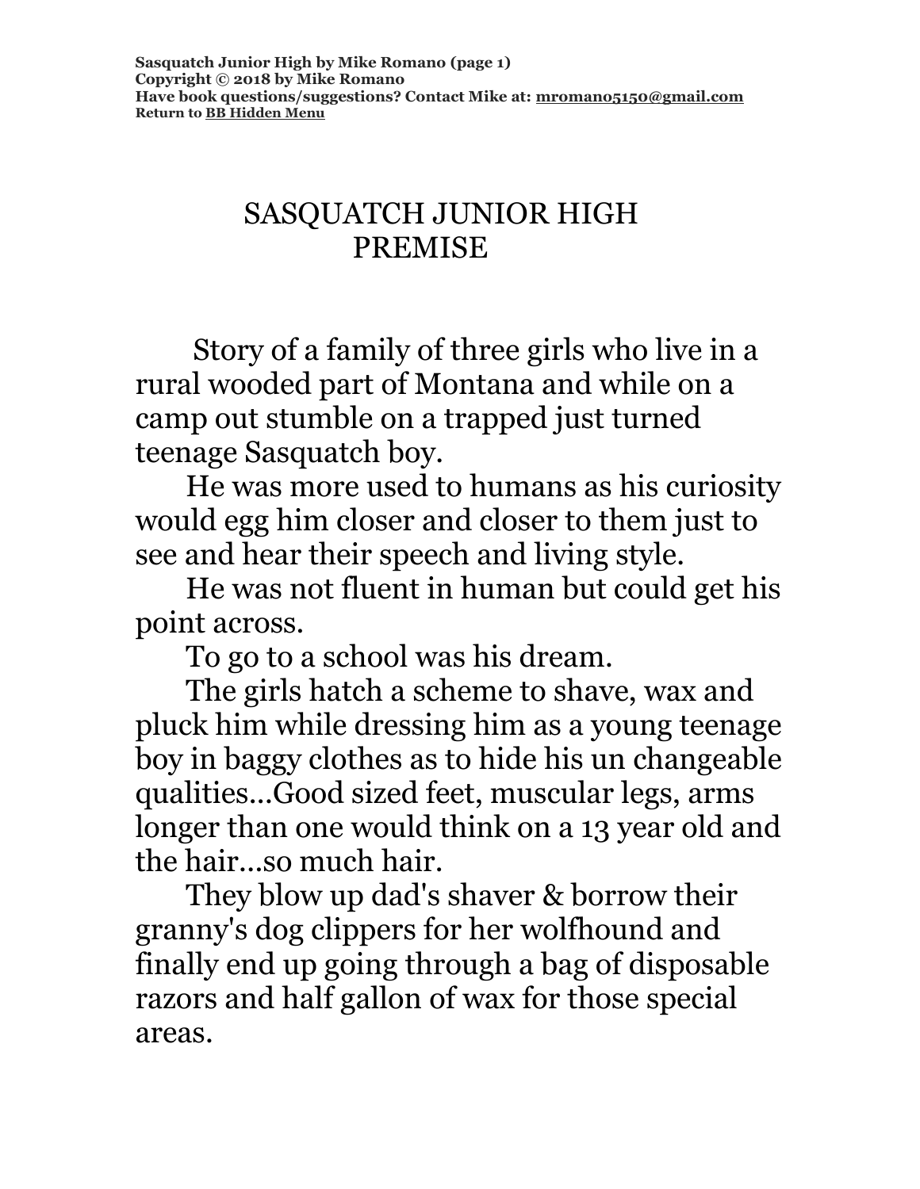# SASQUATCH JUNIOR HIGH
# PREMISE

Story of a family of three girls who live in a rural wooded part of Montana and while on a camp out stumble on a trapped just turned teenage Sasquatch boy.

He was more used to humans as his curiosity would egg him closer and closer to them just to see and hear their speech and living style.

He was not fluent in human but could get his point across.

To go to a school was his dream.

The girls hatch a scheme to shave, wax and pluck him while dressing him as a young teenage boy in baggy clothes as to hide his un changeable qualities...Good sized feet, muscular legs, arms longer than one would think on a 13 year old and the hair...so much hair.

They blow up dad's shaver & borrow their granny's dog clippers for her wolfhound and finally end up going through a bag of disposable razors and half gallon of wax for those special areas.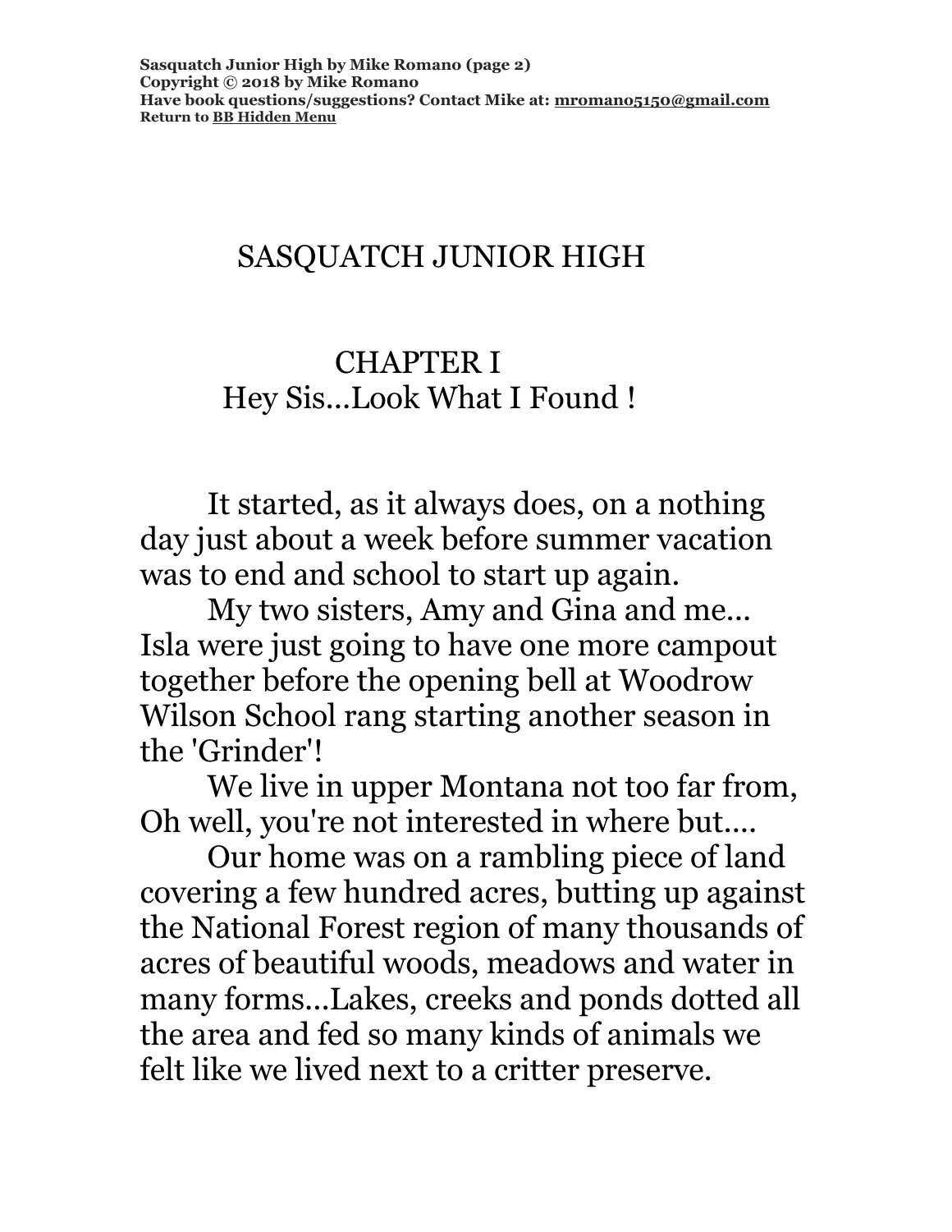# SASQUATCH JUNIOR HIGH

## CHAPTER I
## Hey Sis...Look What I Found !

It started, as it always does, on a nothing day just about a week before summer vacation was to end and school to start up again.

My two sisters, Amy and Gina and me... Isla were just going to have one more campout together before the opening bell at Woodrow Wilson School rang starting another season in the 'Grinder'!

We live in upper Montana not too far from, Oh well, you're not interested in where but....

Our home was on a rambling piece of land covering a few hundred acres, butting up against the National Forest region of many thousands of acres of beautiful woods, meadows and water in many forms...Lakes, creeks and ponds dotted all the area and fed so many kinds of animals we felt like we lived next to a critter preserve.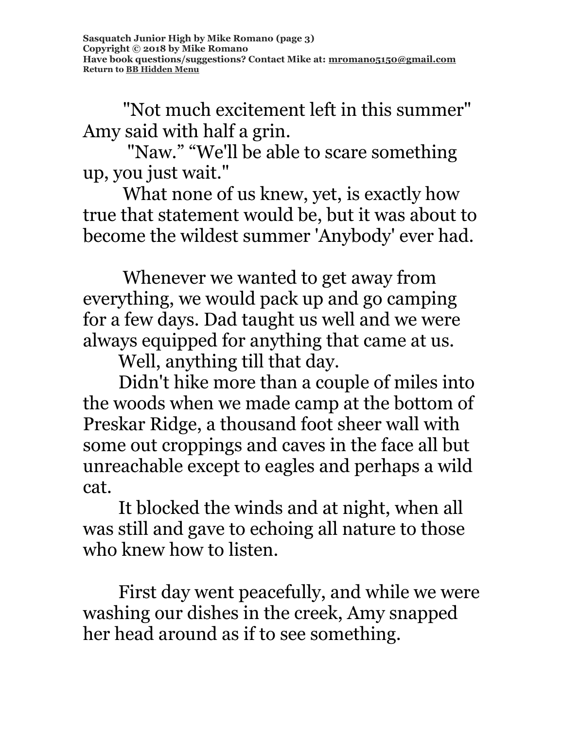"Not much excitement left in this summer" Amy said with half a grin.

"Naw." "We'll be able to scare something up, you just wait."

What none of us knew, yet, is exactly how true that statement would be, but it was about to become the wildest summer 'Anybody' ever had.

Whenever we wanted to get away from everything, we would pack up and go camping for a few days. Dad taught us well and we were always equipped for anything that came at us.

Well, anything till that day.

Didn't hike more than a couple of miles into the woods when we made camp at the bottom of Preskar Ridge, a thousand foot sheer wall with some out croppings and caves in the face all but unreachable except to eagles and perhaps a wild cat.

It blocked the winds and at night, when all was still and gave to echoing all nature to those who knew how to listen.

First day went peacefully, and while we were washing our dishes in the creek, Amy snapped her head around as if to see something.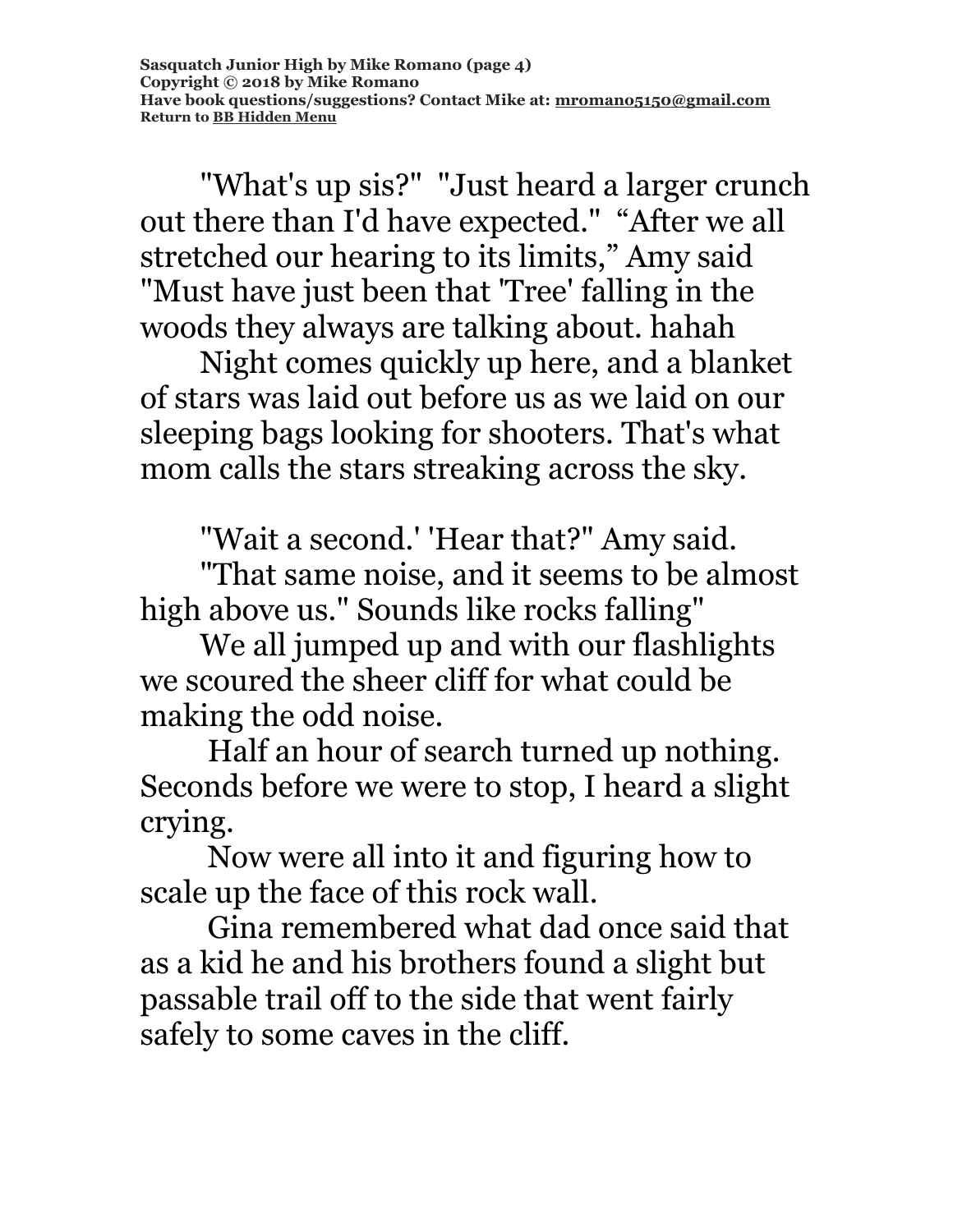"What's up sis?" "Just heard a larger crunch out there than I'd have expected." "After we all stretched our hearing to its limits," Amy said "Must have just been that 'Tree' falling in the woods they always are talking about. hahah

Night comes quickly up here, and a blanket of stars was laid out before us as we laid on our sleeping bags looking for shooters. That's what mom calls the stars streaking across the sky.

"Wait a second.' 'Hear that?" Amy said.

"That same noise, and it seems to be almost high above us." Sounds like rocks falling"

We all jumped up and with our flashlights we scoured the sheer cliff for what could be making the odd noise.

Half an hour of search turned up nothing. Seconds before we were to stop, I heard a slight crying.

Now were all into it and figuring how to scale up the face of this rock wall.

Gina remembered what dad once said that as a kid he and his brothers found a slight but passable trail off to the side that went fairly safely to some caves in the cliff.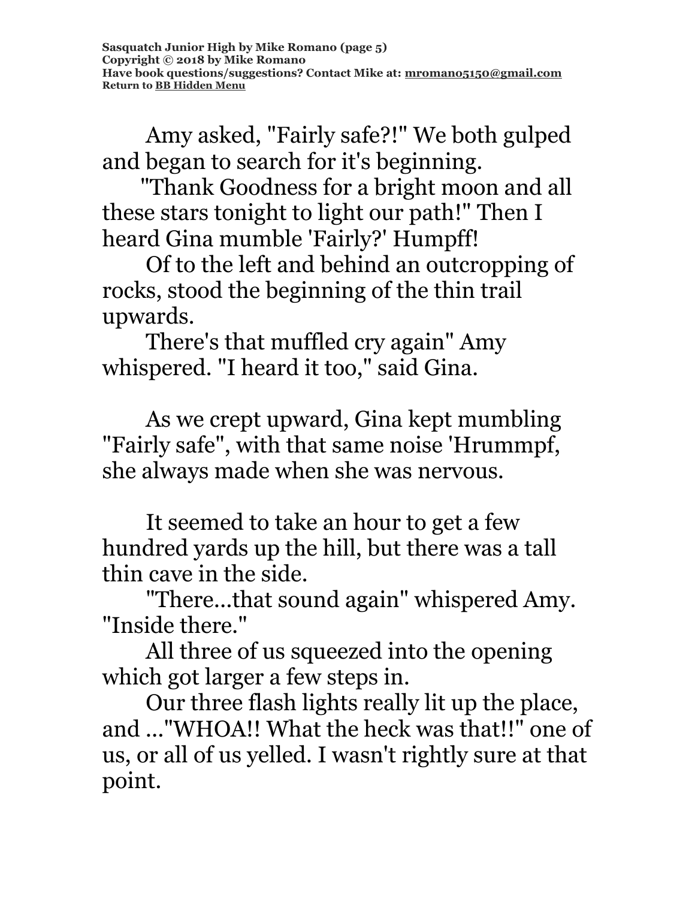Amy asked, "Fairly safe?!" We both gulped and began to search for it's beginning.

"Thank Goodness for a bright moon and all these stars tonight to light our path!" Then I heard Gina mumble 'Fairly?' Humpff!

Of to the left and behind an outcropping of rocks, stood the beginning of the thin trail upwards.

There's that muffled cry again" Amy whispered. "I heard it too," said Gina.

As we crept upward, Gina kept mumbling "Fairly safe", with that same noise 'Hrummpf, she always made when she was nervous.

It seemed to take an hour to get a few hundred yards up the hill, but there was a tall thin cave in the side.

"There...that sound again" whispered Amy. "Inside there."

All three of us squeezed into the opening which got larger a few steps in.

Our three flash lights really lit up the place, and ..."WHOA!! What the heck was that!!" one of us, or all of us yelled. I wasn't rightly sure at that point.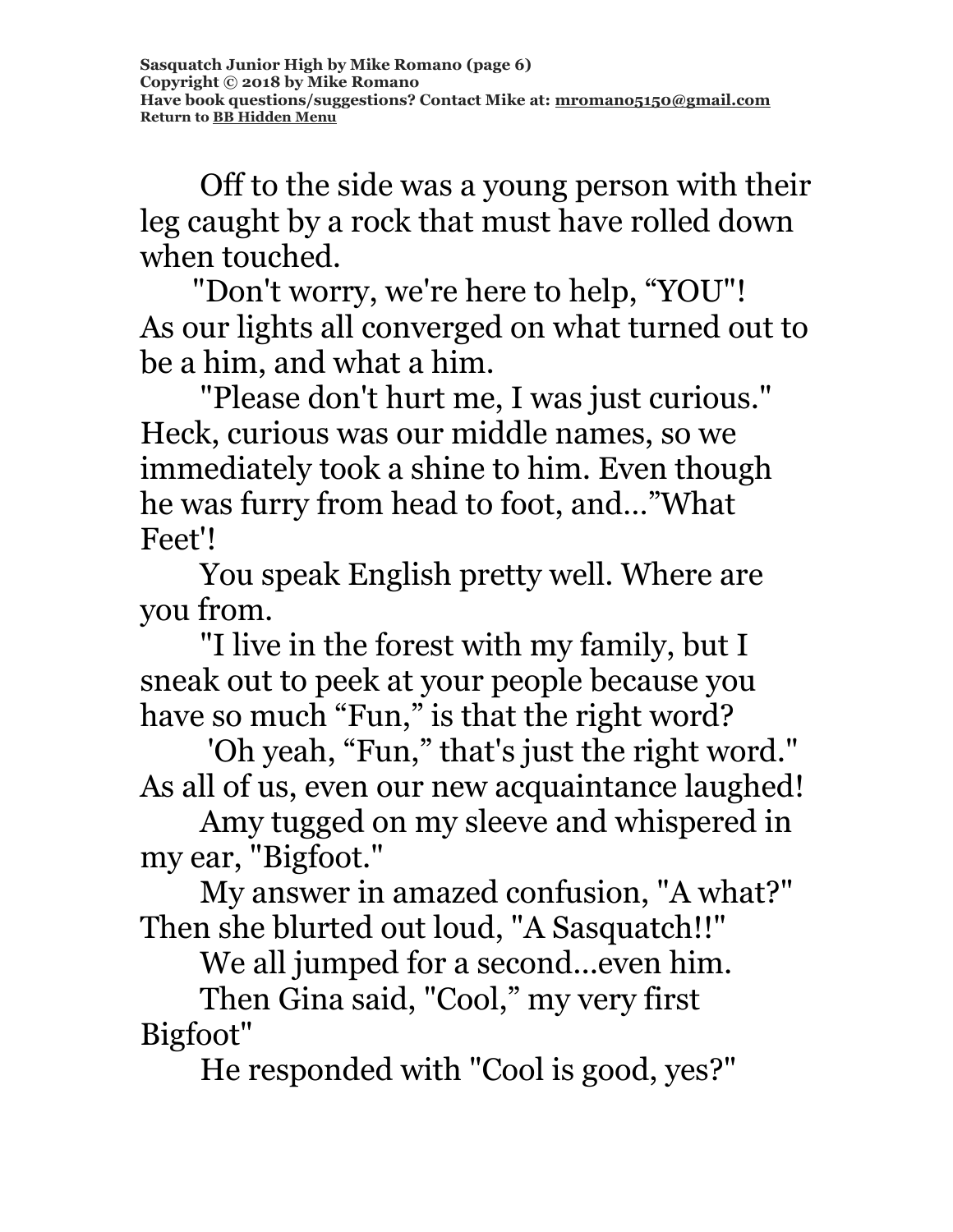Off to the side was a young person with their leg caught by a rock that must have rolled down when touched.

"Don't worry, we're here to help, "YOU"! As our lights all converged on what turned out to be a him, and what a him.

"Please don't hurt me, I was just curious." Heck, curious was our middle names, so we immediately took a shine to him. Even though he was furry from head to foot, and..."What Feet'!

You speak English pretty well. Where are you from.

"I live in the forest with my family, but I sneak out to peek at your people because you have so much "Fun," is that the right word?

'Oh yeah, "Fun," that's just the right word." As all of us, even our new acquaintance laughed!

Amy tugged on my sleeve and whispered in my ear, "Bigfoot."

My answer in amazed confusion, "A what?" Then she blurted out loud, "A Sasquatch!!"

We all jumped for a second...even him.

Then Gina said, "Cool," my very first Bigfoot"

He responded with "Cool is good, yes?"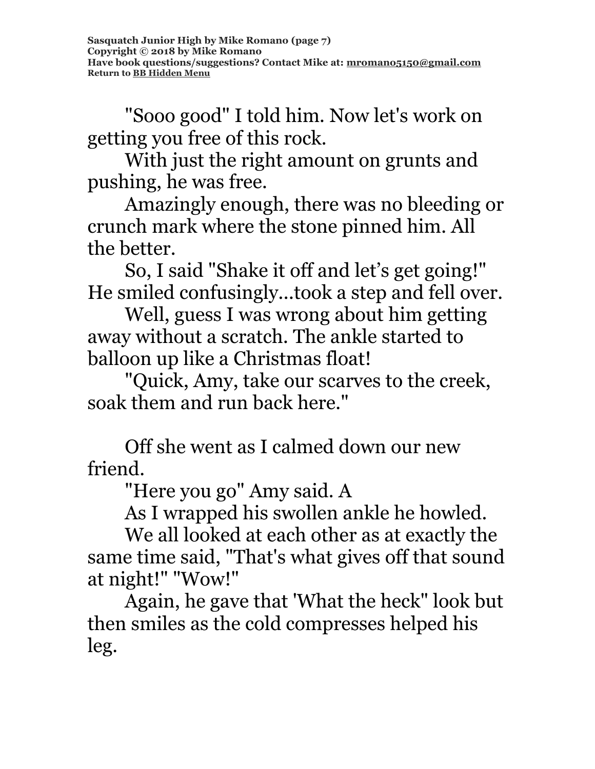"Sooo good" I told him. Now let's work on getting you free of this rock.

With just the right amount on grunts and pushing, he was free.

Amazingly enough, there was no bleeding or crunch mark where the stone pinned him. All the better.

So, I said "Shake it off and let's get going!" He smiled confusingly...took a step and fell over.

Well, guess I was wrong about him getting away without a scratch. The ankle started to balloon up like a Christmas float!

"Quick, Amy, take our scarves to the creek, soak them and run back here."

Off she went as I calmed down our new friend.

"Here you go" Amy said. A

As I wrapped his swollen ankle he howled.

We all looked at each other as at exactly the same time said, "That's what gives off that sound at night!" "Wow!"

Again, he gave that 'What the heck" look but then smiles as the cold compresses helped his leg.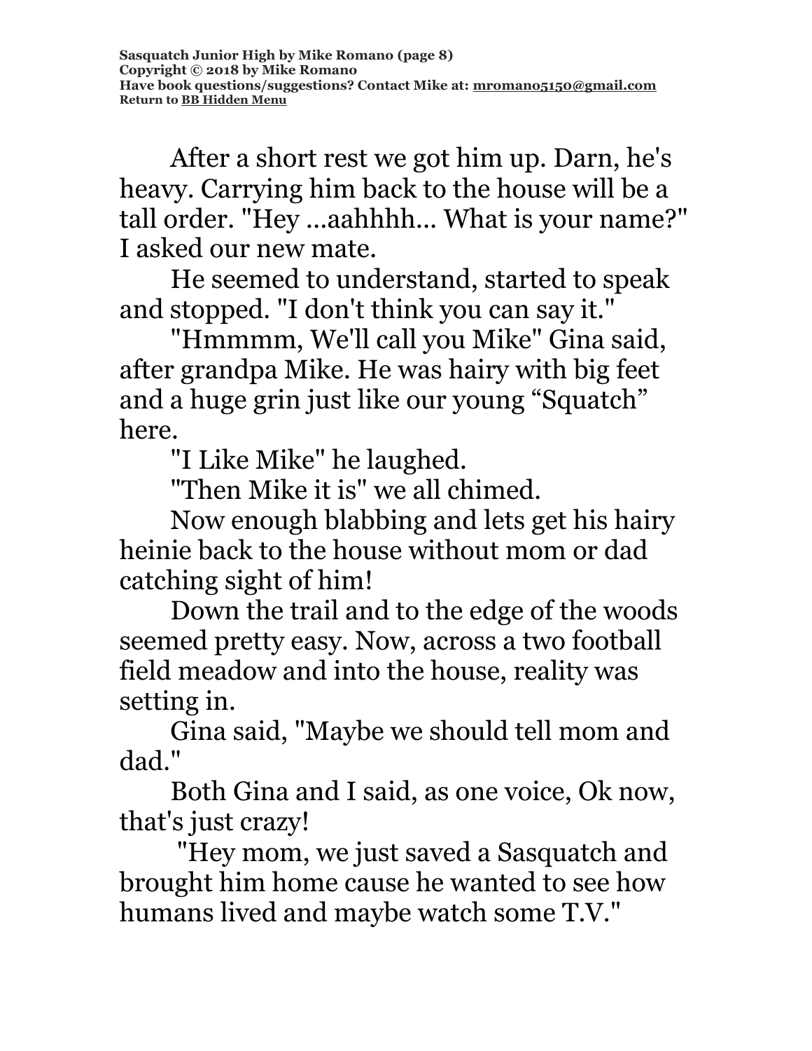After a short rest we got him up. Darn, he's heavy. Carrying him back to the house will be a tall order. "Hey ...aahhhh... What is your name?" I asked our new mate.

He seemed to understand, started to speak and stopped. "I don't think you can say it."

"Hmmmm, We'll call you Mike" Gina said, after grandpa Mike. He was hairy with big feet and a huge grin just like our young "Squatch" here.

"I Like Mike" he laughed.

"Then Mike it is" we all chimed.

Now enough blabbing and lets get his hairy heinie back to the house without mom or dad catching sight of him!

Down the trail and to the edge of the woods seemed pretty easy. Now, across a two football field meadow and into the house, reality was setting in.

Gina said, "Maybe we should tell mom and dad."

Both Gina and I said, as one voice, Ok now, that's just crazy!

"Hey mom, we just saved a Sasquatch and brought him home cause he wanted to see how humans lived and maybe watch some T.V."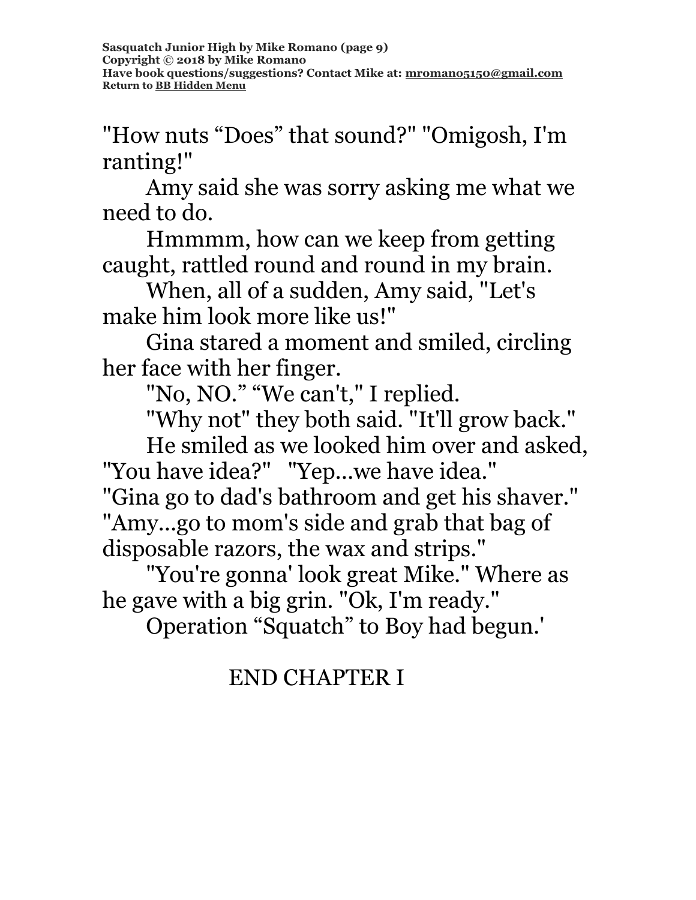"How nuts “Does” that sound?" "Omigosh, I'm ranting!"

Amy said she was sorry asking me what we need to do.

Hmmmm, how can we keep from getting caught, rattled round and round in my brain.

When, all of a sudden, Amy said, "Let's make him look more like us!"

Gina stared a moment and smiled, circling her face with her finger.

"No, NO.” “We can't," I replied.

"Why not" they both said. "It'll grow back."

He smiled as we looked him over and asked, "You have idea?" "Yep...we have idea."
"Gina go to dad's bathroom and get his shaver."
"Amy...go to mom's side and grab that bag of disposable razors, the wax and strips."

"You're gonna' look great Mike." Where as he gave with a big grin. "Ok, I'm ready."

Operation “Squatch” to Boy had begun.'

END CHAPTER I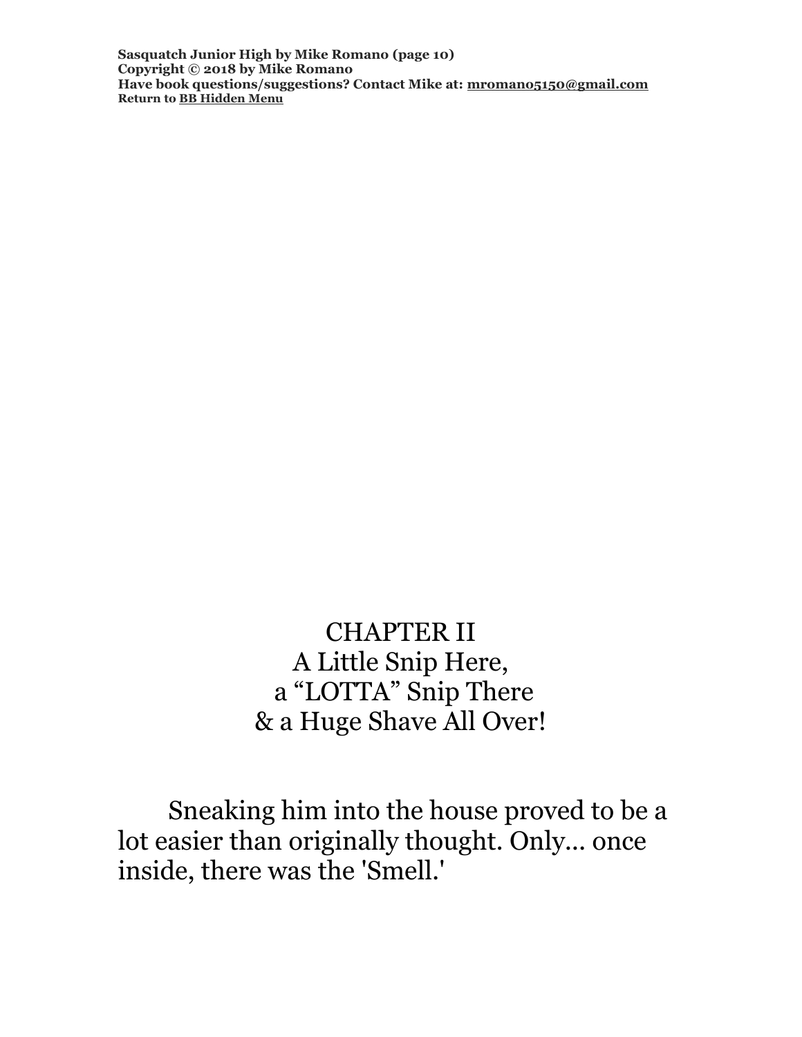# CHAPTER II
## A Little Snip Here, a "LOTTA" Snip There & a Huge Shave All Over!

Sneaking him into the house proved to be a lot easier than originally thought. Only... once inside, there was the 'Smell.'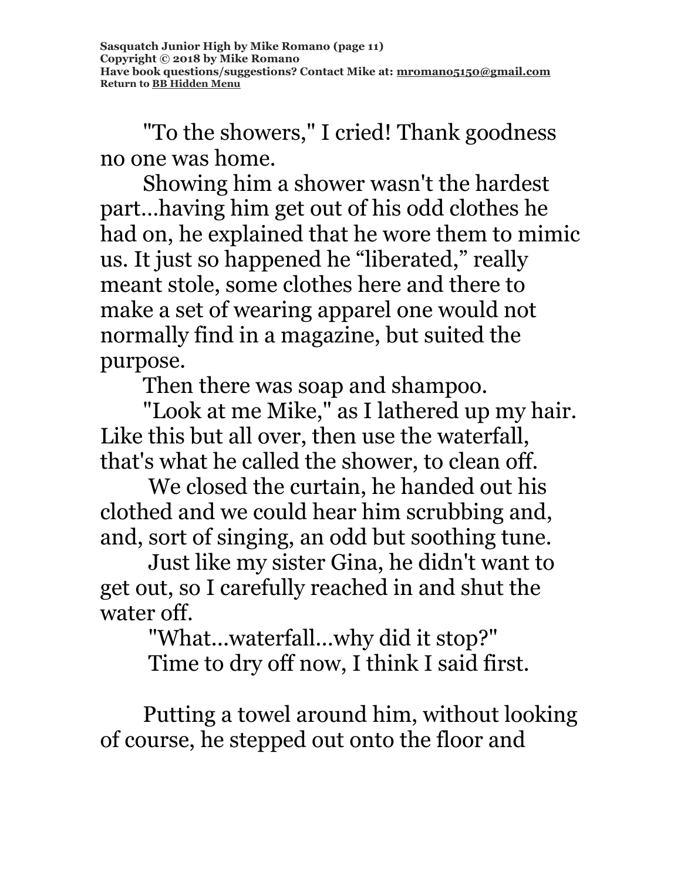"To the showers," I cried! Thank goodness no one was home.

Showing him a shower wasn't the hardest part...having him get out of his odd clothes he had on, he explained that he wore them to mimic us. It just so happened he “liberated,” really meant stole, some clothes here and there to make a set of wearing apparel one would not normally find in a magazine, but suited the purpose.

Then there was soap and shampoo.

"Look at me Mike," as I lathered up my hair. Like this but all over, then use the waterfall, that's what he called the shower, to clean off.

We closed the curtain, he handed out his clothed and we could hear him scrubbing and, and, sort of singing, an odd but soothing tune.

Just like my sister Gina, he didn't want to get out, so I carefully reached in and shut the water off.

"What...waterfall...why did it stop?"

Time to dry off now, I think I said first.

Putting a towel around him, without looking of course, he stepped out onto the floor and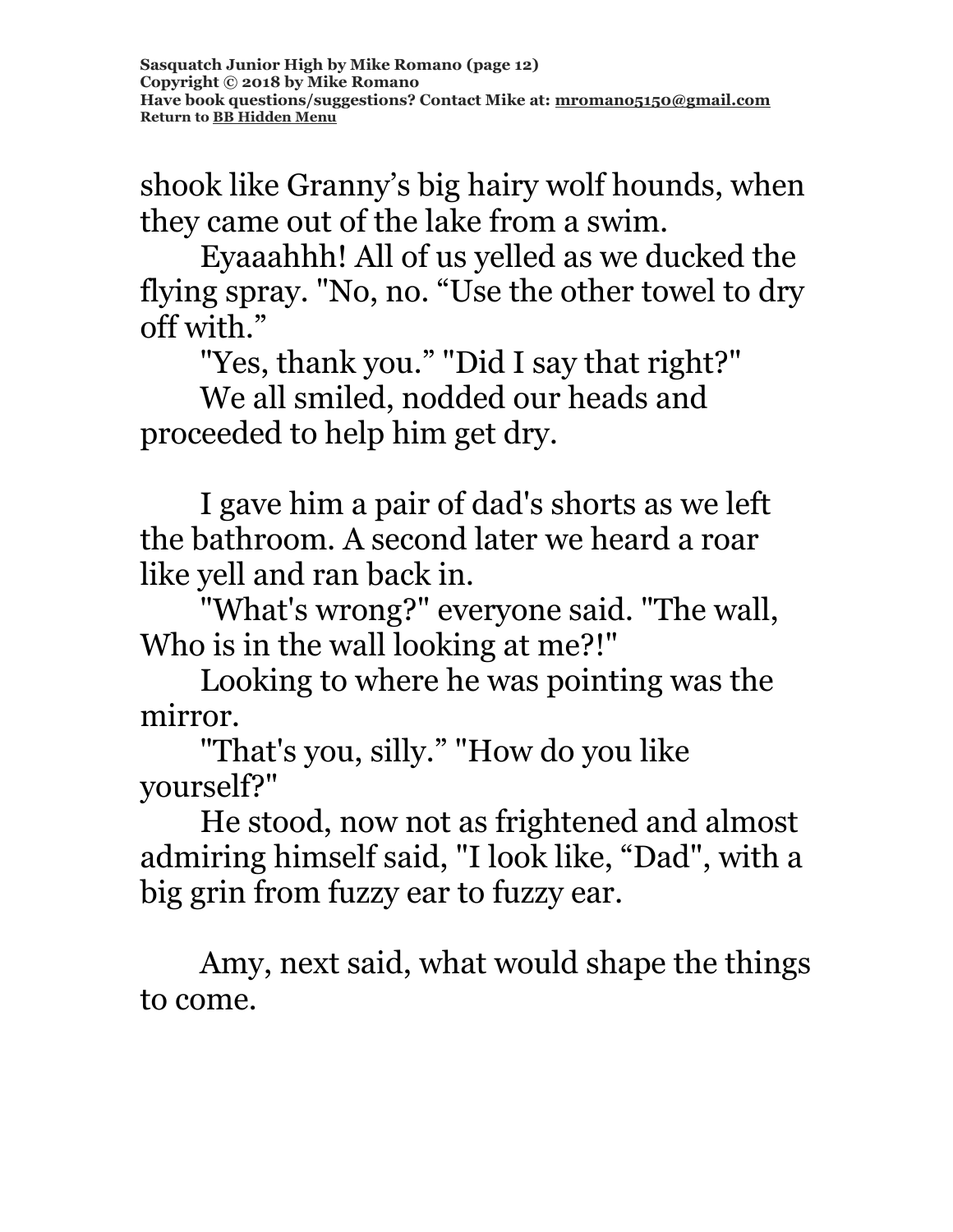shook like Granny’s big hairy wolf hounds, when they came out of the lake from a swim.

Eyaaahhh! All of us yelled as we ducked the flying spray. "No, no. “Use the other towel to dry off with.”

"Yes, thank you.” "Did I say that right?"

We all smiled, nodded our heads and proceeded to help him get dry.

I gave him a pair of dad's shorts as we left the bathroom. A second later we heard a roar like yell and ran back in.

"What's wrong?" everyone said. "The wall, Who is in the wall looking at me?!"

Looking to where he was pointing was the mirror.

"That's you, silly.” "How do you like yourself?"

He stood, now not as frightened and almost admiring himself said, "I look like, “Dad", with a big grin from fuzzy ear to fuzzy ear.

Amy, next said, what would shape the things to come.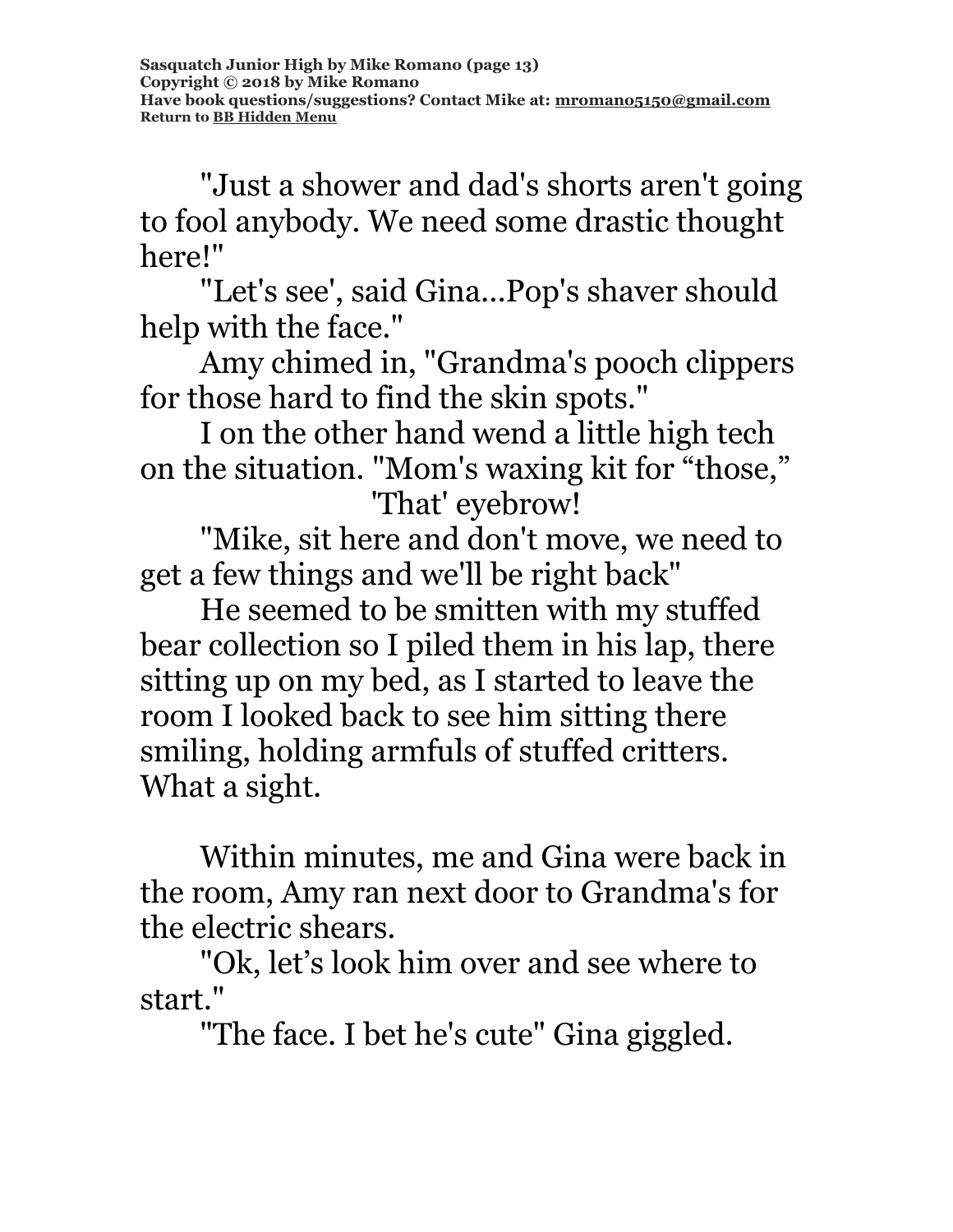"Just a shower and dad's shorts aren't going to fool anybody. We need some drastic thought here!"

"Let's see', said Gina...Pop's shaver should help with the face."

Amy chimed in, "Grandma's pooch clippers for those hard to find the skin spots."

I on the other hand wend a little high tech on the situation. "Mom's waxing kit for "those," 'That' eyebrow!

"Mike, sit here and don't move, we need to get a few things and we'll be right back"

He seemed to be smitten with my stuffed bear collection so I piled them in his lap, there sitting up on my bed, as I started to leave the room I looked back to see him sitting there smiling, holding armfuls of stuffed critters. What a sight.

Within minutes, me and Gina were back in the room, Amy ran next door to Grandma's for the electric shears.

"Ok, let's look him over and see where to start."

"The face. I bet he's cute" Gina giggled.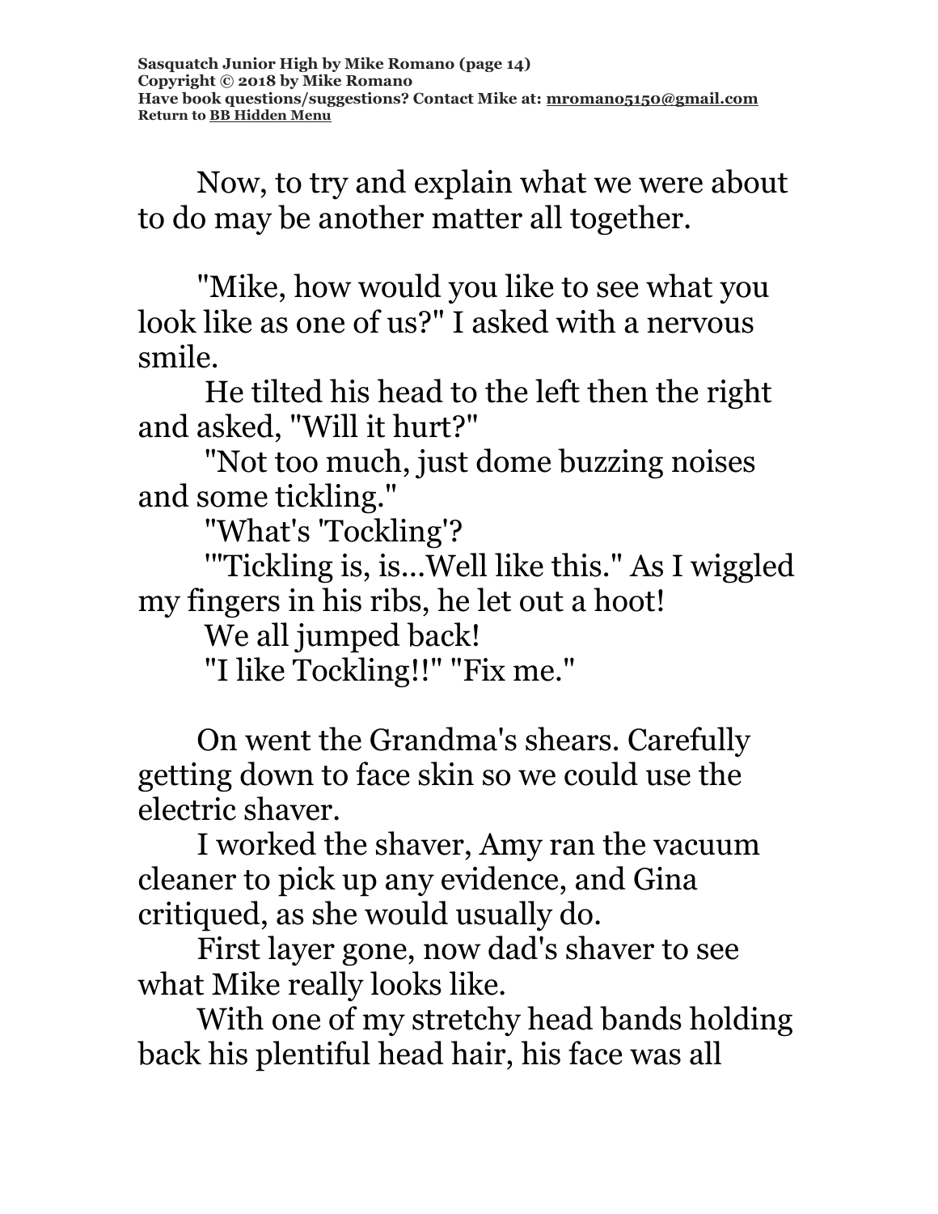Now, to try and explain what we were about to do may be another matter all together.

"Mike, how would you like to see what you look like as one of us?" I asked with a nervous smile.

He tilted his head to the left then the right and asked, "Will it hurt?"

"Not too much, just dome buzzing noises and some tickling."

"What's 'Tockling'?

""Tickling is, is...Well like this." As I wiggled my fingers in his ribs, he let out a hoot!

We all jumped back!

"I like Tockling!!" "Fix me."

On went the Grandma's shears. Carefully getting down to face skin so we could use the electric shaver.

I worked the shaver, Amy ran the vacuum cleaner to pick up any evidence, and Gina critiqued, as she would usually do.

First layer gone, now dad's shaver to see what Mike really looks like.

With one of my stretchy head bands holding back his plentiful head hair, his face was all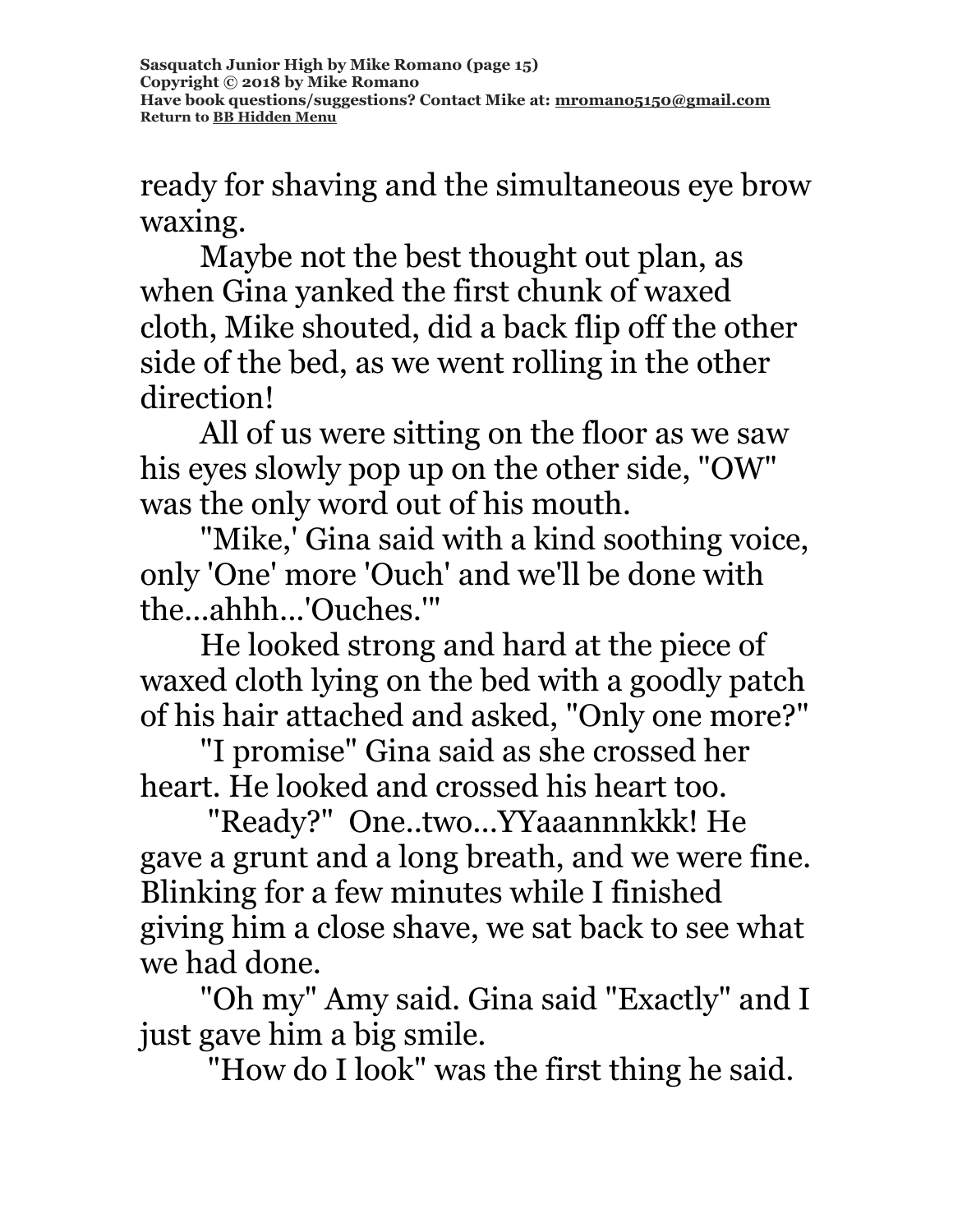ready for shaving and the simultaneous eye brow waxing.

Maybe not the best thought out plan, as when Gina yanked the first chunk of waxed cloth, Mike shouted, did a back flip off the other side of the bed, as we went rolling in the other direction!

All of us were sitting on the floor as we saw his eyes slowly pop up on the other side, "OW" was the only word out of his mouth.

"Mike,' Gina said with a kind soothing voice, only 'One' more 'Ouch' and we'll be done with the...ahhh...'Ouches.'"

He looked strong and hard at the piece of waxed cloth lying on the bed with a goodly patch of his hair attached and asked, "Only one more?"

"I promise" Gina said as she crossed her heart. He looked and crossed his heart too.

"Ready?" One..two...YYaaannnkkk! He gave a grunt and a long breath, and we were fine. Blinking for a few minutes while I finished giving him a close shave, we sat back to see what we had done.

"Oh my" Amy said. Gina said "Exactly" and I just gave him a big smile.

"How do I look" was the first thing he said.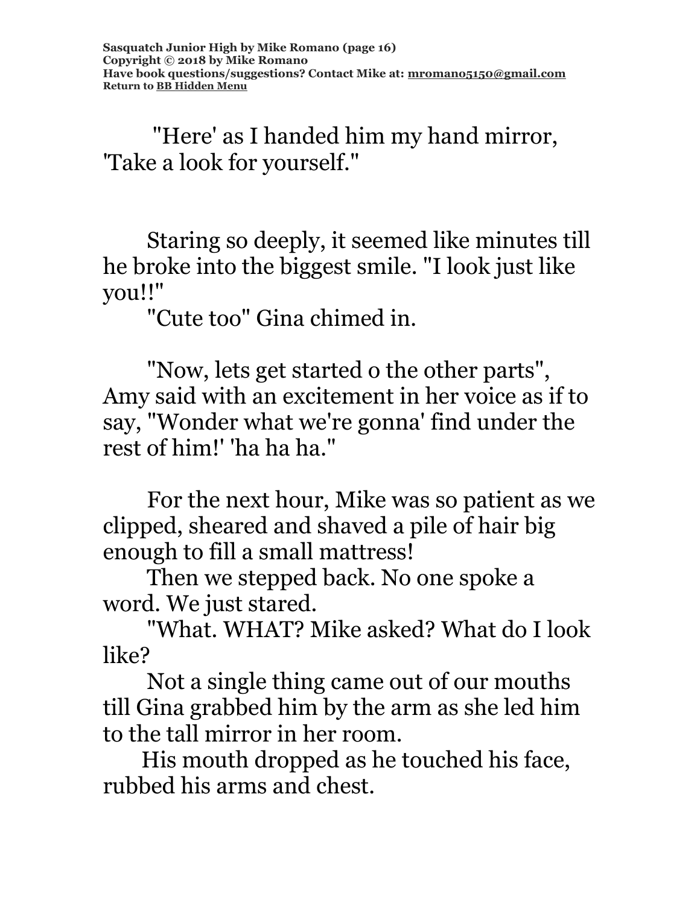"Here' as I handed him my hand mirror, 'Take a look for yourself."

Staring so deeply, it seemed like minutes till he broke into the biggest smile. "I look just like you!!"

"Cute too" Gina chimed in.

"Now, lets get started o the other parts", Amy said with an excitement in her voice as if to say, "Wonder what we're gonna' find under the rest of him!' 'ha ha ha."

For the next hour, Mike was so patient as we clipped, sheared and shaved a pile of hair big enough to fill a small mattress!

Then we stepped back. No one spoke a word. We just stared.

"What. WHAT? Mike asked? What do I look like?

Not a single thing came out of our mouths till Gina grabbed him by the arm as she led him to the tall mirror in her room.

His mouth dropped as he touched his face, rubbed his arms and chest.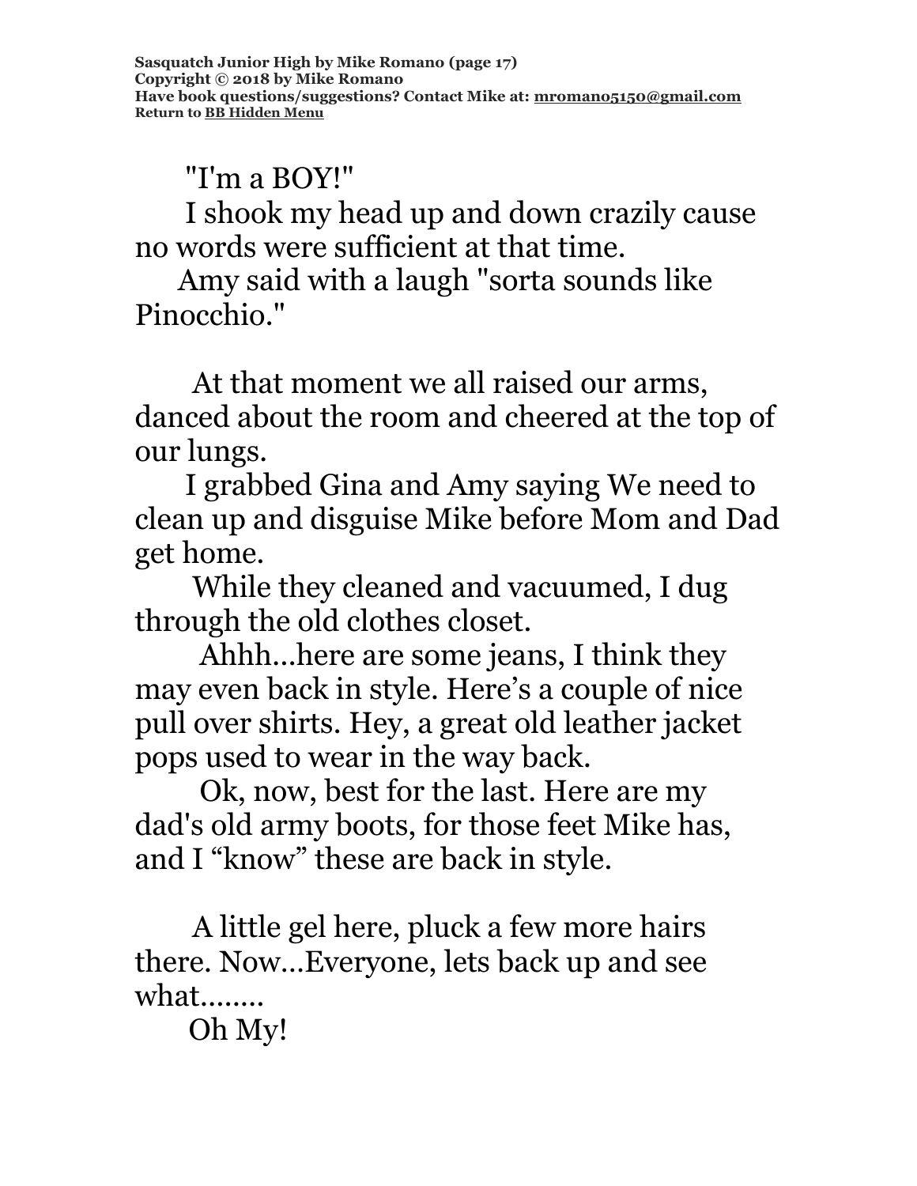"I'm a BOY!"

I shook my head up and down crazily cause no words were sufficient at that time.

Amy said with a laugh "sorta sounds like Pinocchio."

At that moment we all raised our arms, danced about the room and cheered at the top of our lungs.

I grabbed Gina and Amy saying We need to clean up and disguise Mike before Mom and Dad get home.

While they cleaned and vacuumed, I dug through the old clothes closet.

Ahhh...here are some jeans, I think they may even back in style. Here's a couple of nice pull over shirts. Hey, a great old leather jacket pops used to wear in the way back.

Ok, now, best for the last. Here are my dad's old army boots, for those feet Mike has, and I "know" these are back in style.

A little gel here, pluck a few more hairs there. Now...Everyone, lets back up and see what........

Oh My!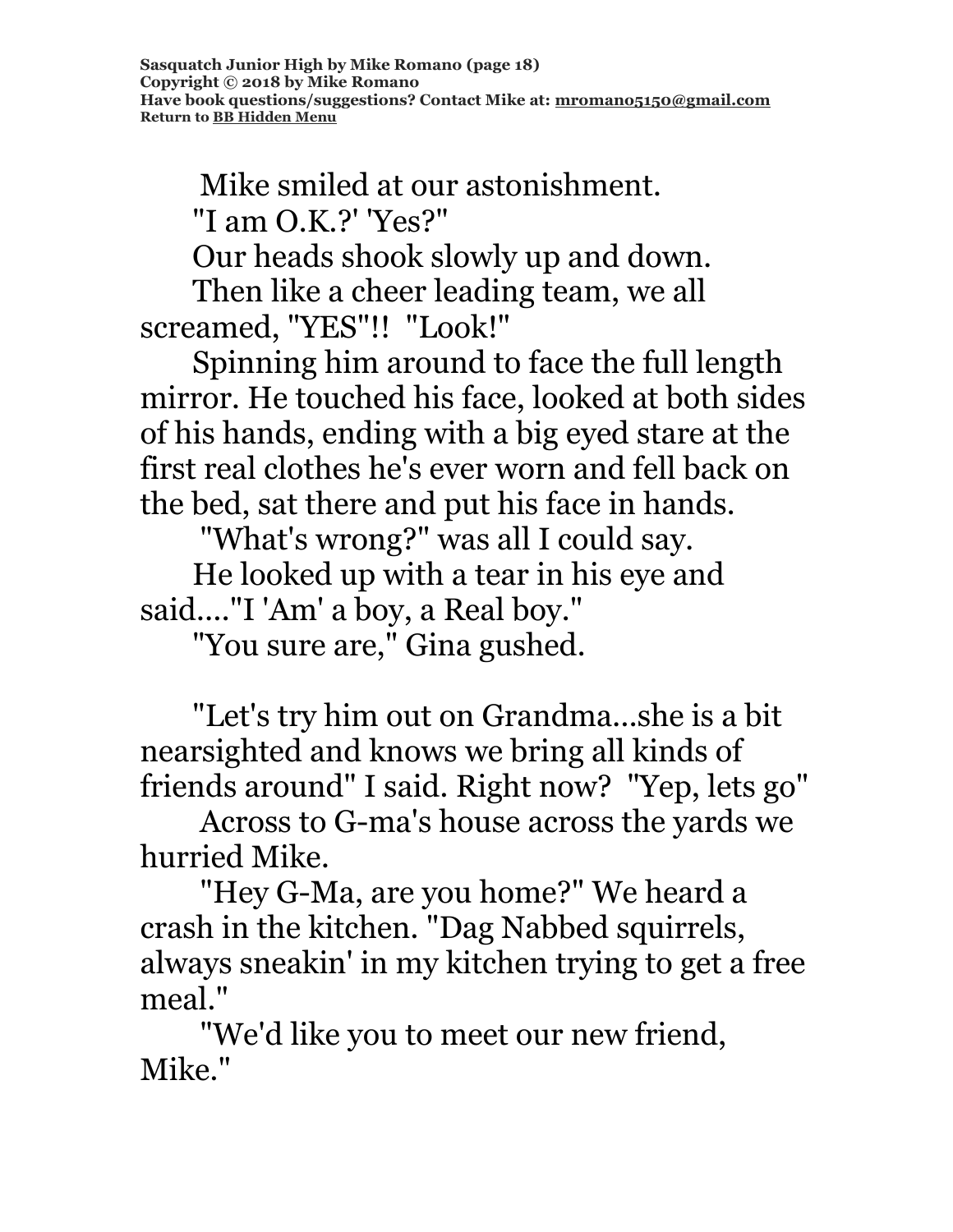Mike smiled at our astonishment.

"I am O.K.?' 'Yes?"

Our heads shook slowly up and down.

Then like a cheer leading team, we all screamed, "YES"!! "Look!"

Spinning him around to face the full length mirror. He touched his face, looked at both sides of his hands, ending with a big eyed stare at the first real clothes he's ever worn and fell back on the bed, sat there and put his face in hands.

"What's wrong?" was all I could say.

He looked up with a tear in his eye and said...."I 'Am' a boy, a Real boy."

"You sure are," Gina gushed.

"Let's try him out on Grandma...she is a bit nearsighted and knows we bring all kinds of friends around" I said. Right now? "Yep, lets go"

Across to G-ma's house across the yards we hurried Mike.

"Hey G-Ma, are you home?" We heard a crash in the kitchen. "Dag Nabbed squirrels, always sneakin' in my kitchen trying to get a free meal."

"We'd like you to meet our new friend, Mike."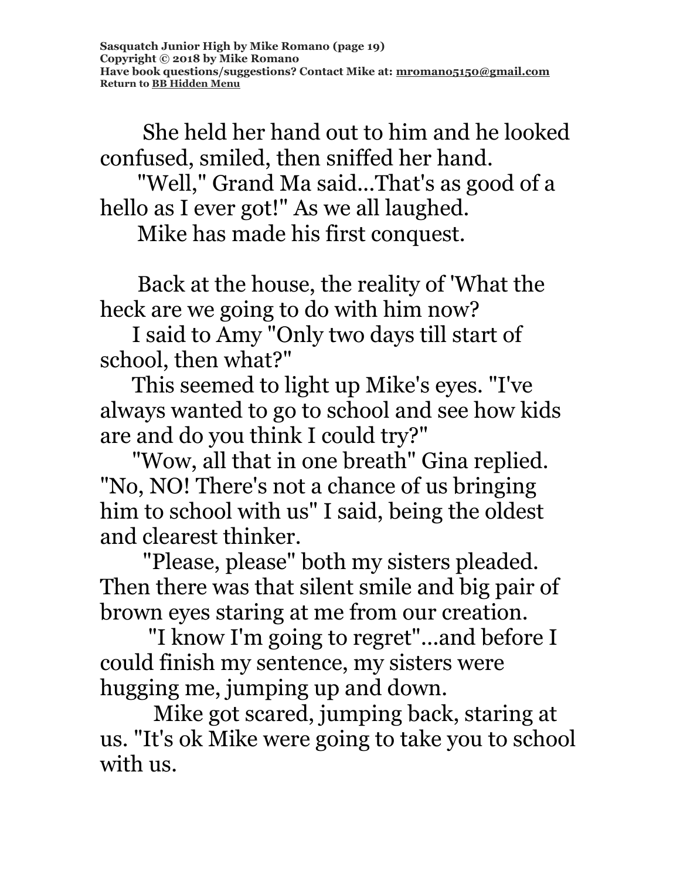She held her hand out to him and he looked confused, smiled, then sniffed her hand.

"Well," Grand Ma said...That's as good of a hello as I ever got!" As we all laughed.

Mike has made his first conquest.

Back at the house, the reality of 'What the heck are we going to do with him now?

I said to Amy "Only two days till start of school, then what?"

This seemed to light up Mike's eyes. "I've always wanted to go to school and see how kids are and do you think I could try?"

"Wow, all that in one breath" Gina replied. "No, NO! There's not a chance of us bringing him to school with us" I said, being the oldest and clearest thinker.

"Please, please" both my sisters pleaded. Then there was that silent smile and big pair of brown eyes staring at me from our creation.

"I know I'm going to regret"...and before I could finish my sentence, my sisters were hugging me, jumping up and down.

Mike got scared, jumping back, staring at us. "It's ok Mike were going to take you to school with us.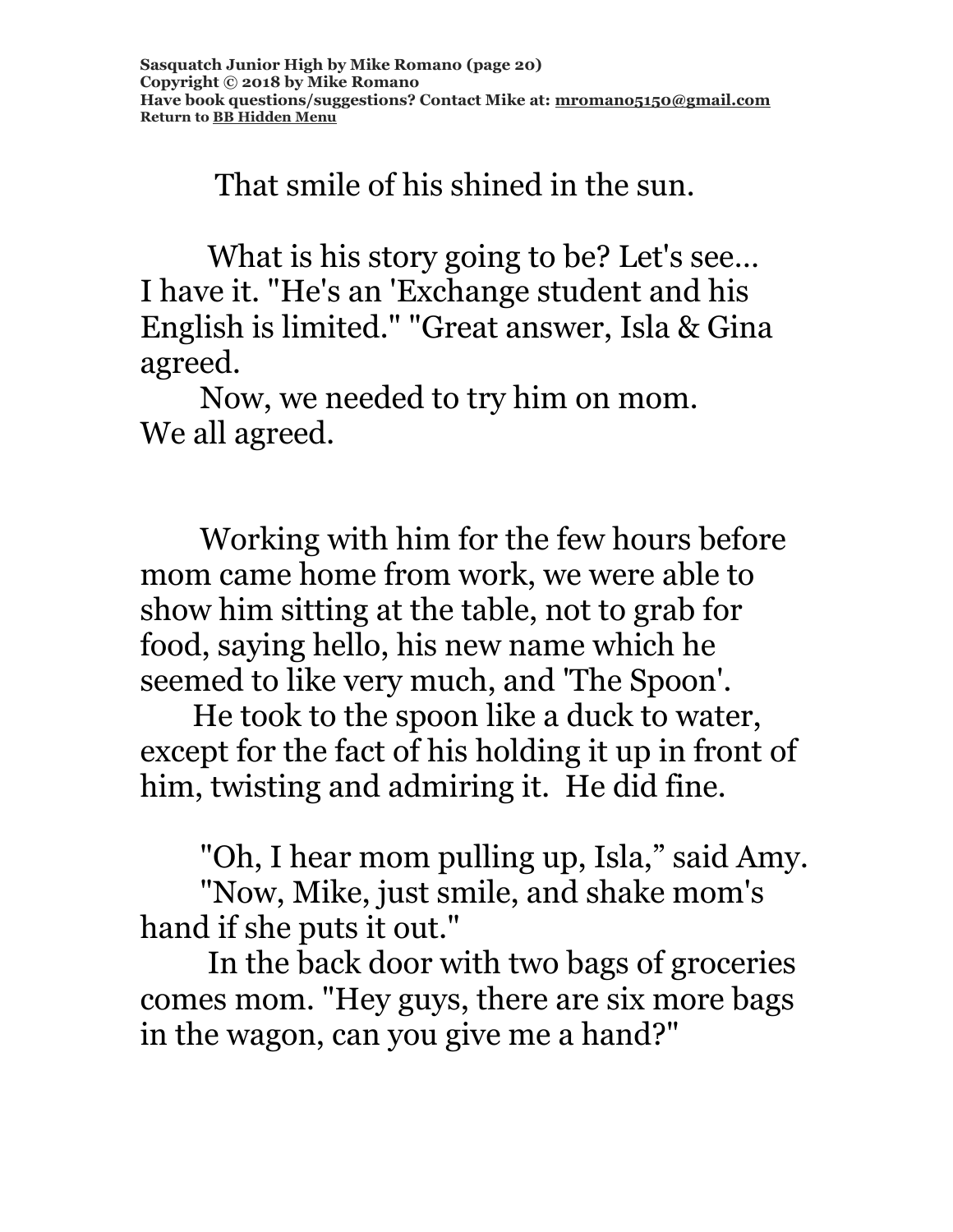That smile of his shined in the sun.

What is his story going to be? Let's see... I have it. "He's an 'Exchange student and his English is limited." "Great answer, Isla & Gina agreed.

Now, we needed to try him on mom. We all agreed.

Working with him for the few hours before mom came home from work, we were able to show him sitting at the table, not to grab for food, saying hello, his new name which he seemed to like very much, and 'The Spoon'.

He took to the spoon like a duck to water, except for the fact of his holding it up in front of him, twisting and admiring it. He did fine.

"Oh, I hear mom pulling up, Isla," said Amy.

"Now, Mike, just smile, and shake mom's hand if she puts it out."

In the back door with two bags of groceries comes mom. "Hey guys, there are six more bags in the wagon, can you give me a hand?"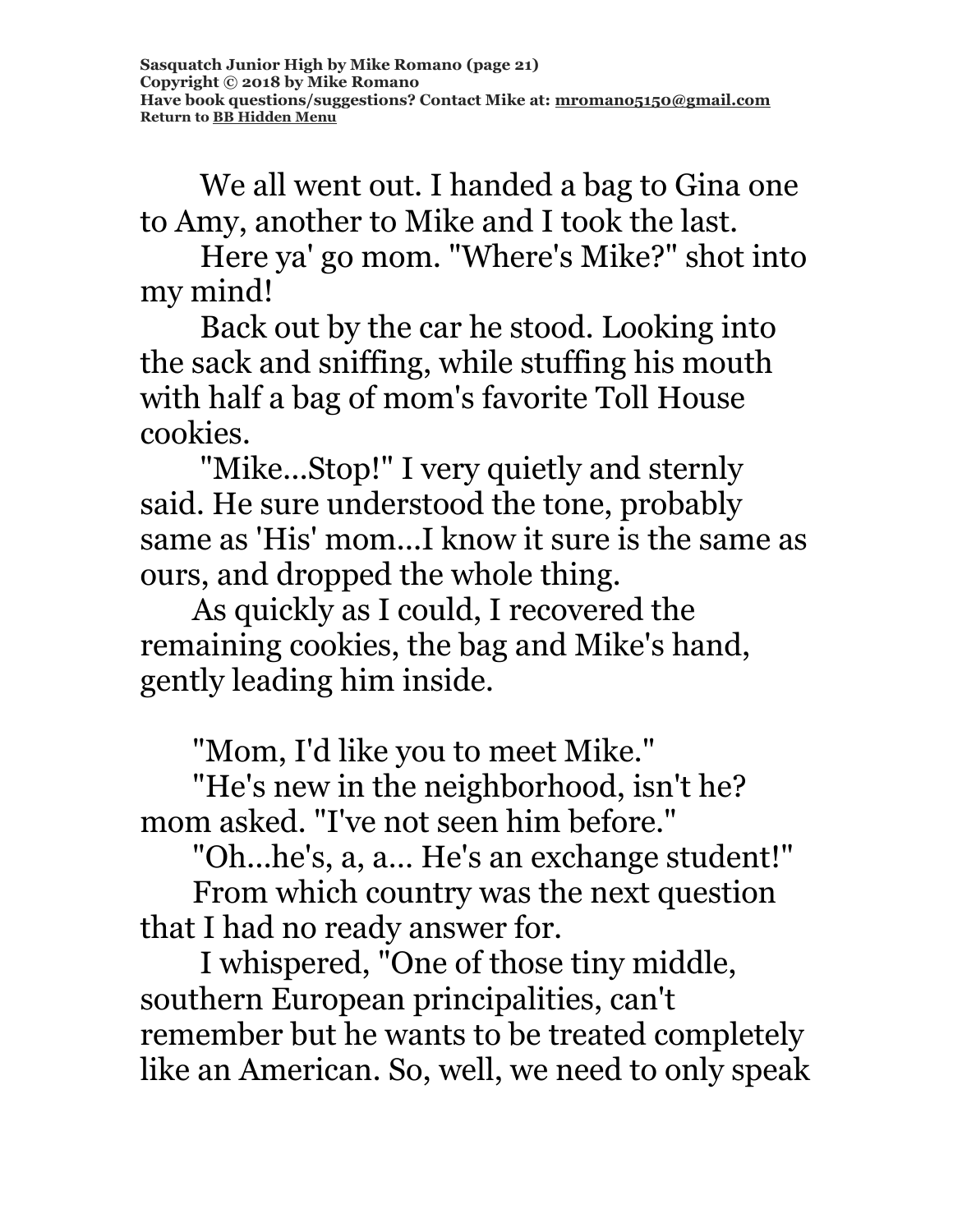We all went out. I handed a bag to Gina one to Amy, another to Mike and I took the last.

Here ya' go mom. "Where's Mike?" shot into my mind!

Back out by the car he stood. Looking into the sack and sniffing, while stuffing his mouth with half a bag of mom's favorite Toll House cookies.

"Mike...Stop!" I very quietly and sternly said. He sure understood the tone, probably same as 'His' mom...I know it sure is the same as ours, and dropped the whole thing.

As quickly as I could, I recovered the remaining cookies, the bag and Mike's hand, gently leading him inside.

"Mom, I'd like you to meet Mike."

"He's new in the neighborhood, isn't he? mom asked. "I've not seen him before."

"Oh...he's, a, a... He's an exchange student!"

From which country was the next question that I had no ready answer for.

I whispered, "One of those tiny middle, southern European principalities, can't remember but he wants to be treated completely like an American. So, well, we need to only speak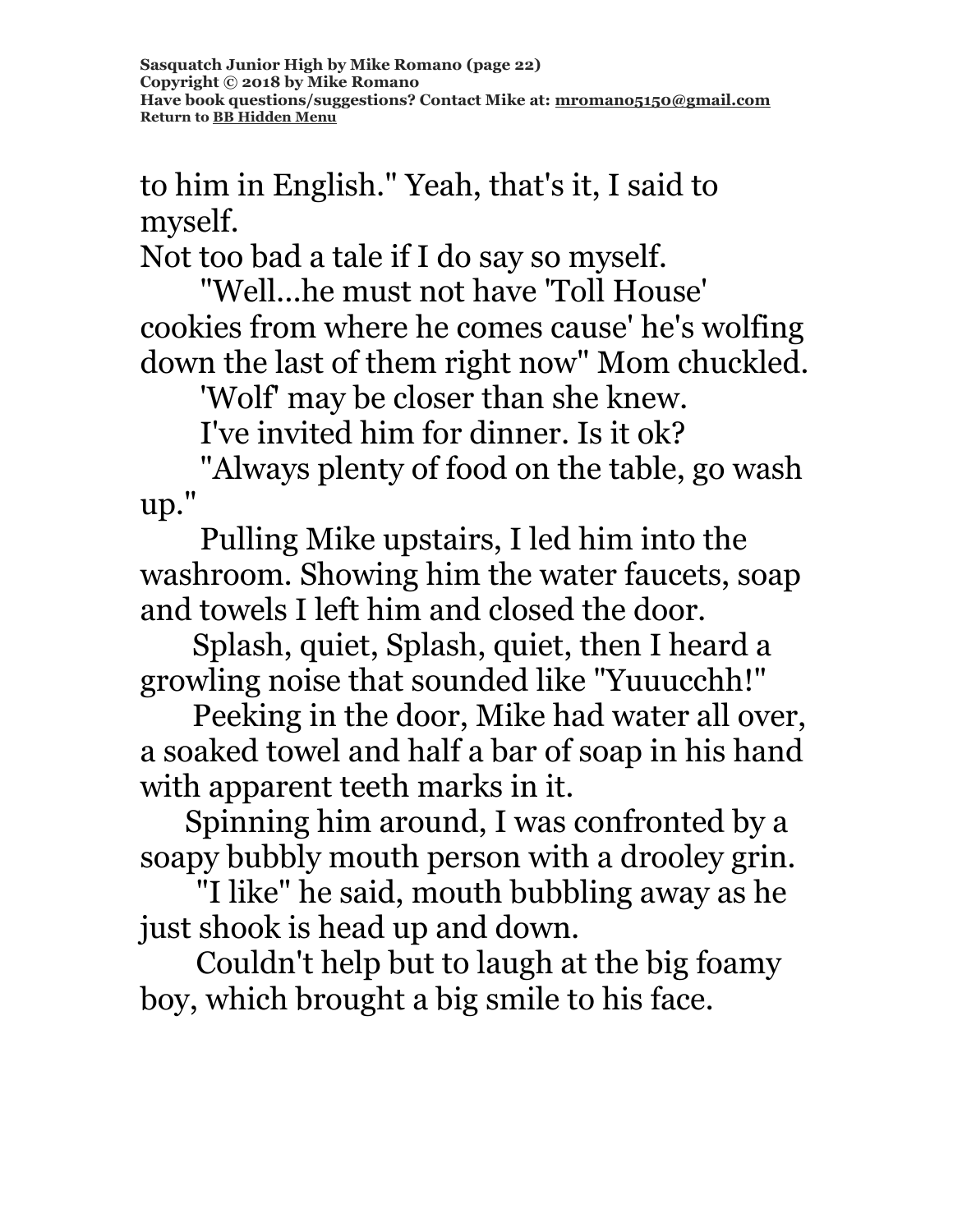to him in English." Yeah, that's it, I said to myself.

Not too bad a tale if I do say so myself.

"Well...he must not have 'Toll House' cookies from where he comes cause' he's wolfing down the last of them right now" Mom chuckled.

'Wolf' may be closer than she knew.

I've invited him for dinner. Is it ok?

"Always plenty of food on the table, go wash up."

Pulling Mike upstairs, I led him into the washroom. Showing him the water faucets, soap and towels I left him and closed the door.

Splash, quiet, Splash, quiet, then I heard a growling noise that sounded like "Yuuucchh!"

Peeking in the door, Mike had water all over, a soaked towel and half a bar of soap in his hand with apparent teeth marks in it.

Spinning him around, I was confronted by a soapy bubbly mouth person with a drooley grin.

"I like" he said, mouth bubbling away as he just shook is head up and down.

Couldn't help but to laugh at the big foamy boy, which brought a big smile to his face.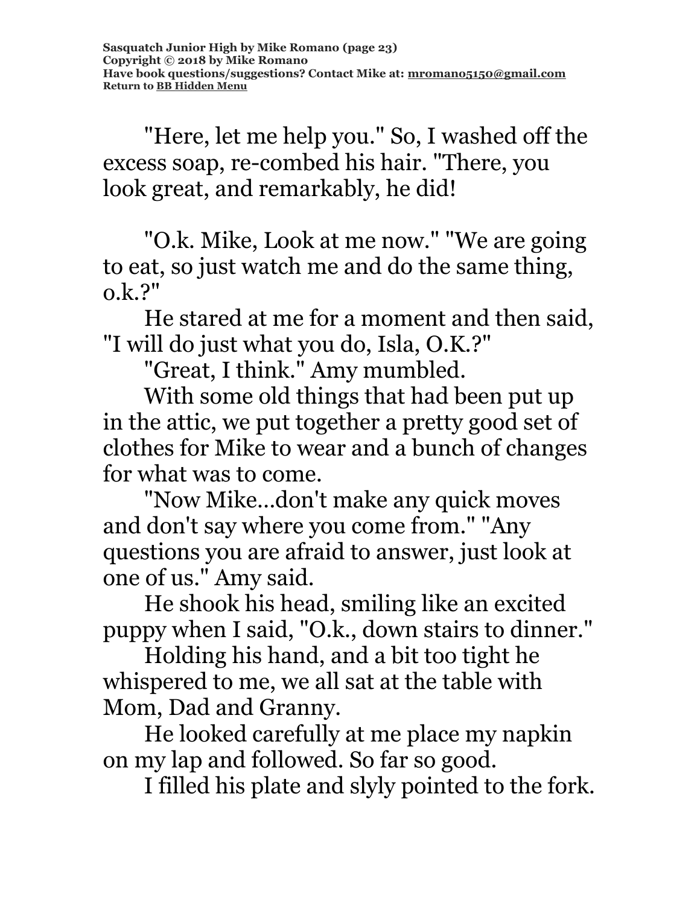"Here, let me help you." So, I washed off the excess soap, re-combed his hair. "There, you look great, and remarkably, he did!

"O.k. Mike, Look at me now." "We are going to eat, so just watch me and do the same thing, o.k.?"

He stared at me for a moment and then said, "I will do just what you do, Isla, O.K.?"

"Great, I think." Amy mumbled.

With some old things that had been put up in the attic, we put together a pretty good set of clothes for Mike to wear and a bunch of changes for what was to come.

"Now Mike…don't make any quick moves and don't say where you come from." "Any questions you are afraid to answer, just look at one of us." Amy said.

He shook his head, smiling like an excited puppy when I said, "O.k., down stairs to dinner."

Holding his hand, and a bit too tight he whispered to me, we all sat at the table with Mom, Dad and Granny.

He looked carefully at me place my napkin on my lap and followed. So far so good.

I filled his plate and slyly pointed to the fork.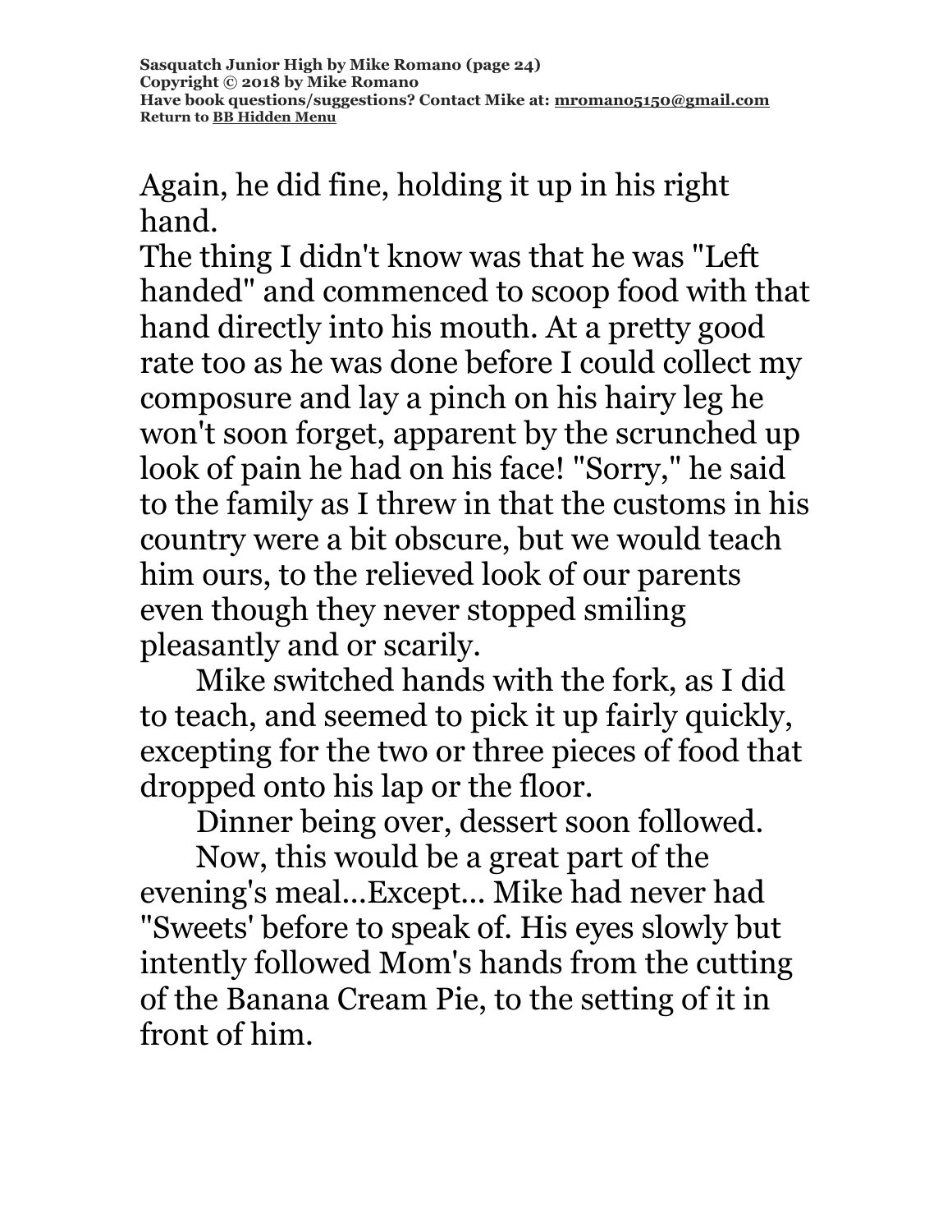Again, he did fine, holding it up in his right hand.

The thing I didn't know was that he was "Left handed" and commenced to scoop food with that hand directly into his mouth. At a pretty good rate too as he was done before I could collect my composure and lay a pinch on his hairy leg he won't soon forget, apparent by the scrunched up look of pain he had on his face! "Sorry," he said to the family as I threw in that the customs in his country were a bit obscure, but we would teach him ours, to the relieved look of our parents even though they never stopped smiling pleasantly and or scarily.

Mike switched hands with the fork, as I did to teach, and seemed to pick it up fairly quickly, excepting for the two or three pieces of food that dropped onto his lap or the floor.

Dinner being over, dessert soon followed.

Now, this would be a great part of the evening's meal...Except... Mike had never had "Sweets' before to speak of. His eyes slowly but intently followed Mom's hands from the cutting of the Banana Cream Pie, to the setting of it in front of him.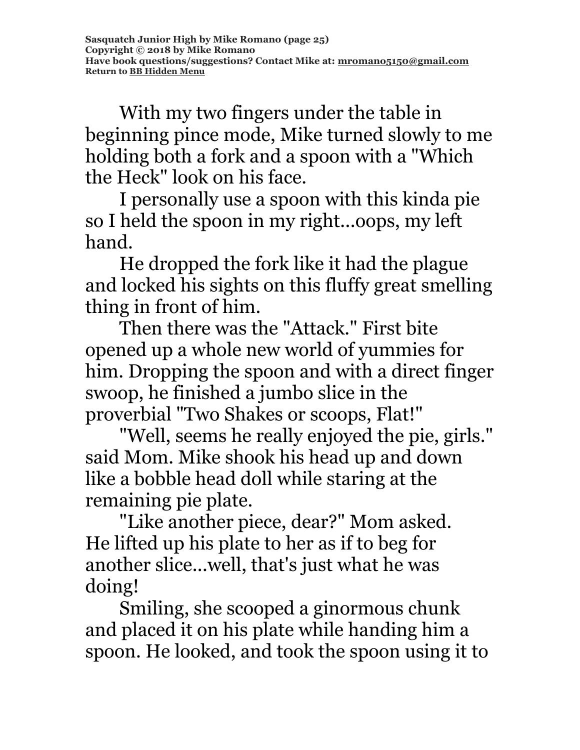With my two fingers under the table in beginning pince mode, Mike turned slowly to me holding both a fork and a spoon with a "Which the Heck" look on his face.

I personally use a spoon with this kinda pie so I held the spoon in my right...oops, my left hand.

He dropped the fork like it had the plague and locked his sights on this fluffy great smelling thing in front of him.

Then there was the "Attack." First bite opened up a whole new world of yummies for him. Dropping the spoon and with a direct finger swoop, he finished a jumbo slice in the proverbial "Two Shakes or scoops, Flat!"

"Well, seems he really enjoyed the pie, girls." said Mom. Mike shook his head up and down like a bobble head doll while staring at the remaining pie plate.

"Like another piece, dear?" Mom asked. He lifted up his plate to her as if to beg for another slice...well, that's just what he was doing!

Smiling, she scooped a ginormous chunk and placed it on his plate while handing him a spoon. He looked, and took the spoon using it to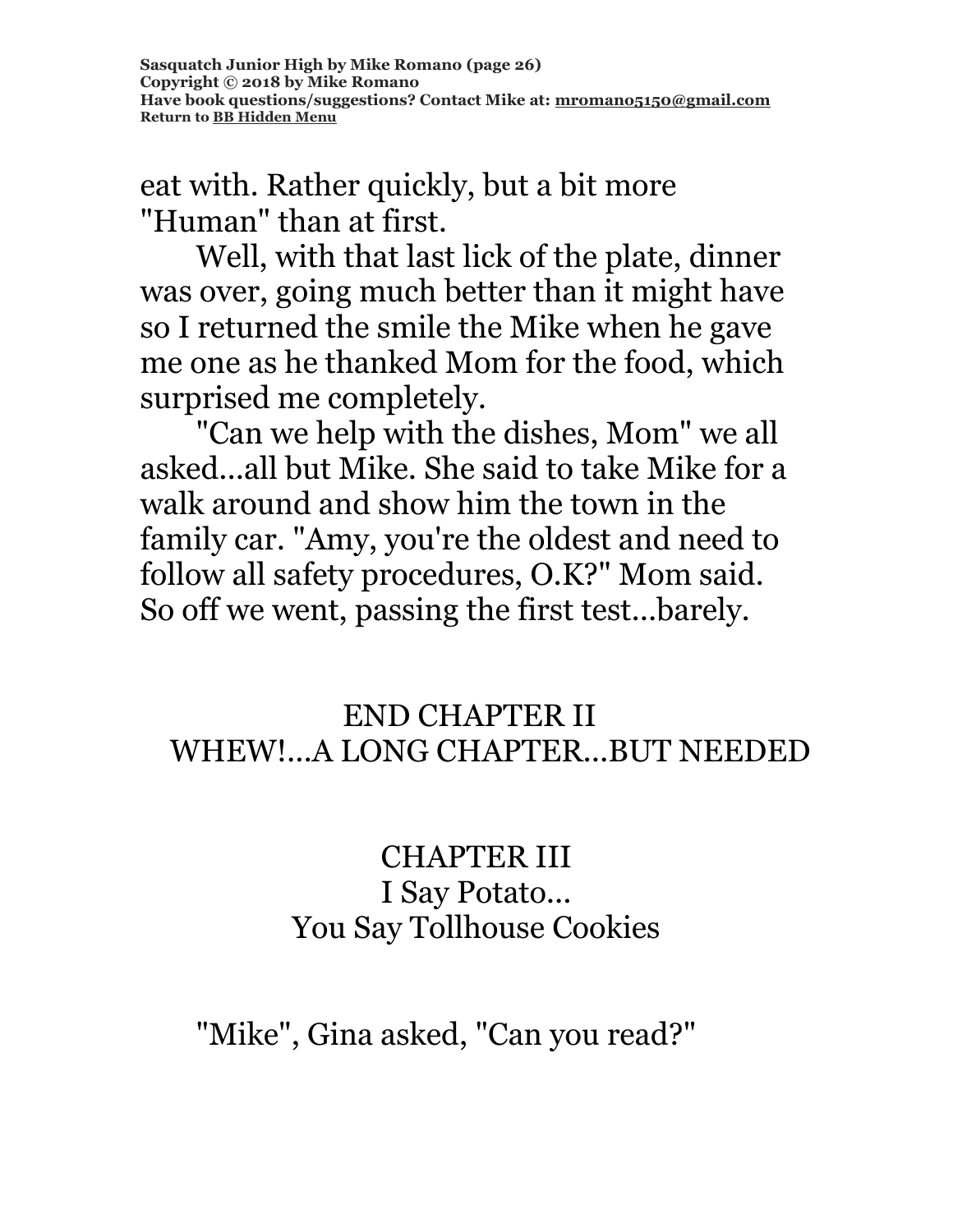eat with. Rather quickly, but a bit more "Human" than at first.

Well, with that last lick of the plate, dinner was over, going much better than it might have so I returned the smile the Mike when he gave me one as he thanked Mom for the food, which surprised me completely.

"Can we help with the dishes, Mom" we all asked...all but Mike. She said to take Mike for a walk around and show him the town in the family car. "Amy, you're the oldest and need to follow all safety procedures, O.K?" Mom said. So off we went, passing the first test...barely.

END CHAPTER II
WHEW!...A LONG CHAPTER...BUT NEEDED

## CHAPTER III
## I Say Potato...
## You Say Tollhouse Cookies

"Mike", Gina asked, "Can you read?"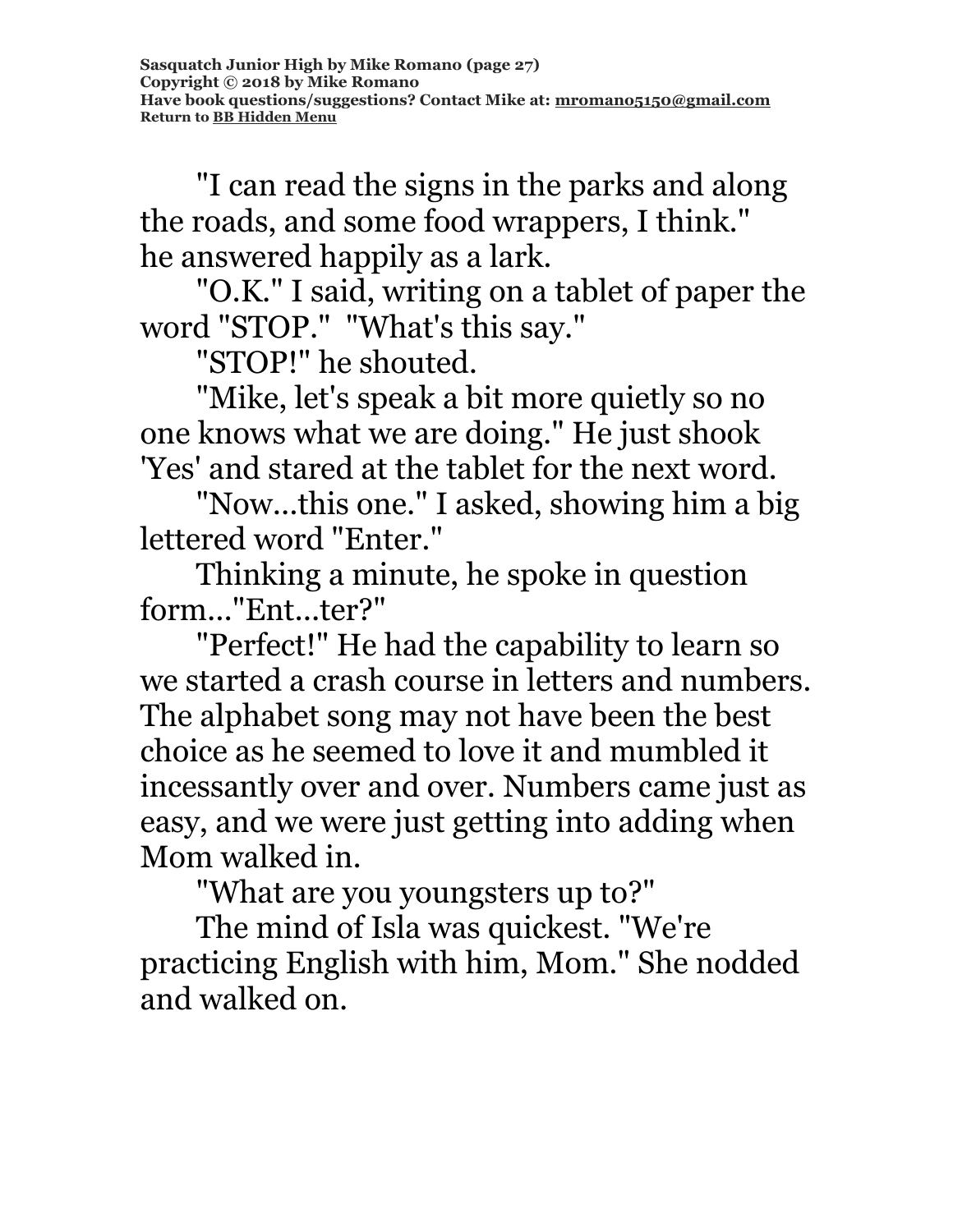"I can read the signs in the parks and along the roads, and some food wrappers, I think." he answered happily as a lark.

"O.K." I said, writing on a tablet of paper the word "STOP." "What's this say."

"STOP!" he shouted.

"Mike, let's speak a bit more quietly so no one knows what we are doing." He just shook 'Yes' and stared at the tablet for the next word.

"Now...this one." I asked, showing him a big lettered word "Enter."

Thinking a minute, he spoke in question form..."Ent...ter?"

"Perfect!" He had the capability to learn so we started a crash course in letters and numbers. The alphabet song may not have been the best choice as he seemed to love it and mumbled it incessantly over and over. Numbers came just as easy, and we were just getting into adding when Mom walked in.

"What are you youngsters up to?"

The mind of Isla was quickest. "We're practicing English with him, Mom." She nodded and walked on.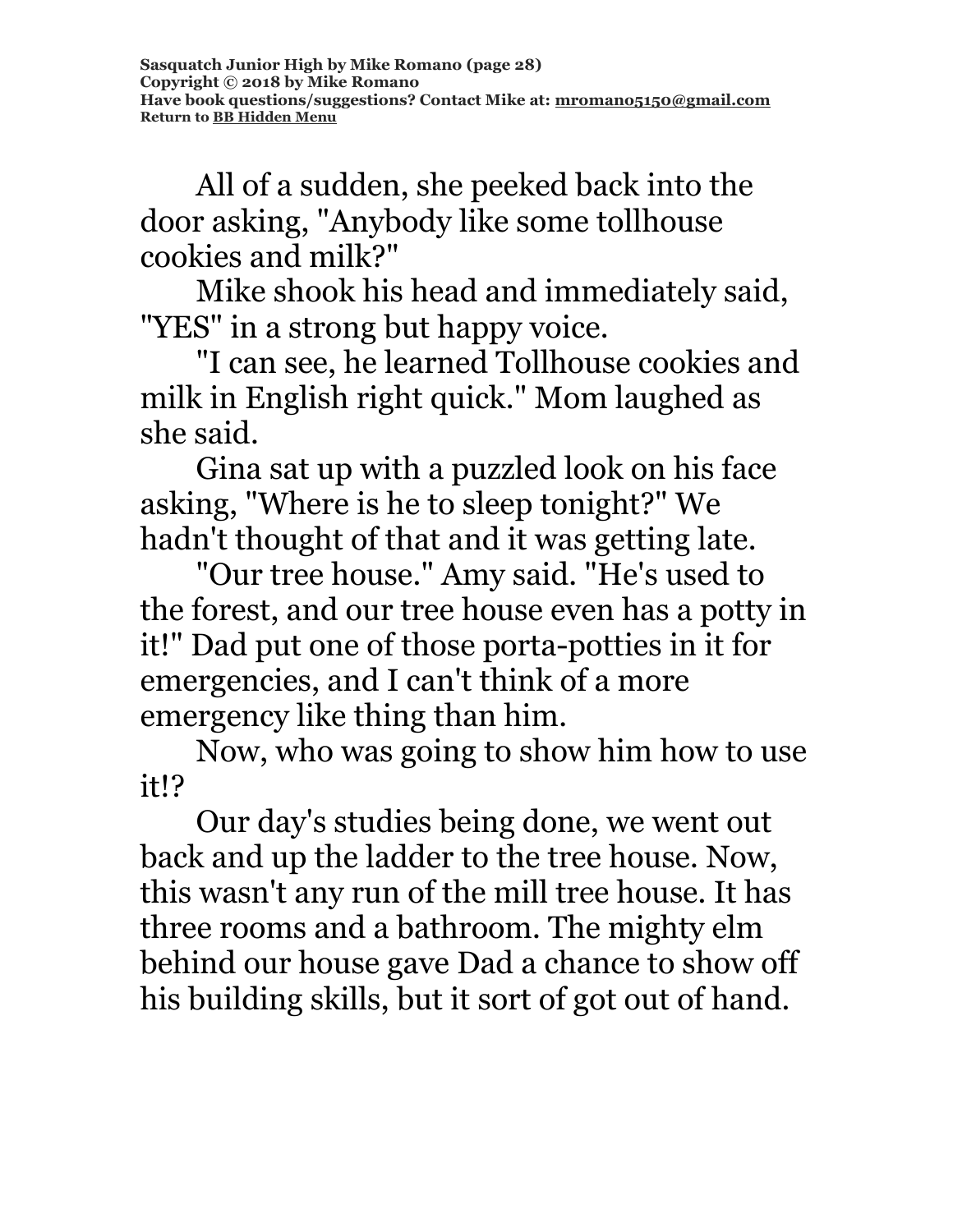All of a sudden, she peeked back into the door asking, "Anybody like some tollhouse cookies and milk?"

Mike shook his head and immediately said, "YES" in a strong but happy voice.

"I can see, he learned Tollhouse cookies and milk in English right quick." Mom laughed as she said.

Gina sat up with a puzzled look on his face asking, "Where is he to sleep tonight?" We hadn't thought of that and it was getting late.

"Our tree house." Amy said. "He's used to the forest, and our tree house even has a potty in it!" Dad put one of those porta-potties in it for emergencies, and I can't think of a more emergency like thing than him.

Now, who was going to show him how to use it!?

Our day's studies being done, we went out back and up the ladder to the tree house. Now, this wasn't any run of the mill tree house. It has three rooms and a bathroom. The mighty elm behind our house gave Dad a chance to show off his building skills, but it sort of got out of hand.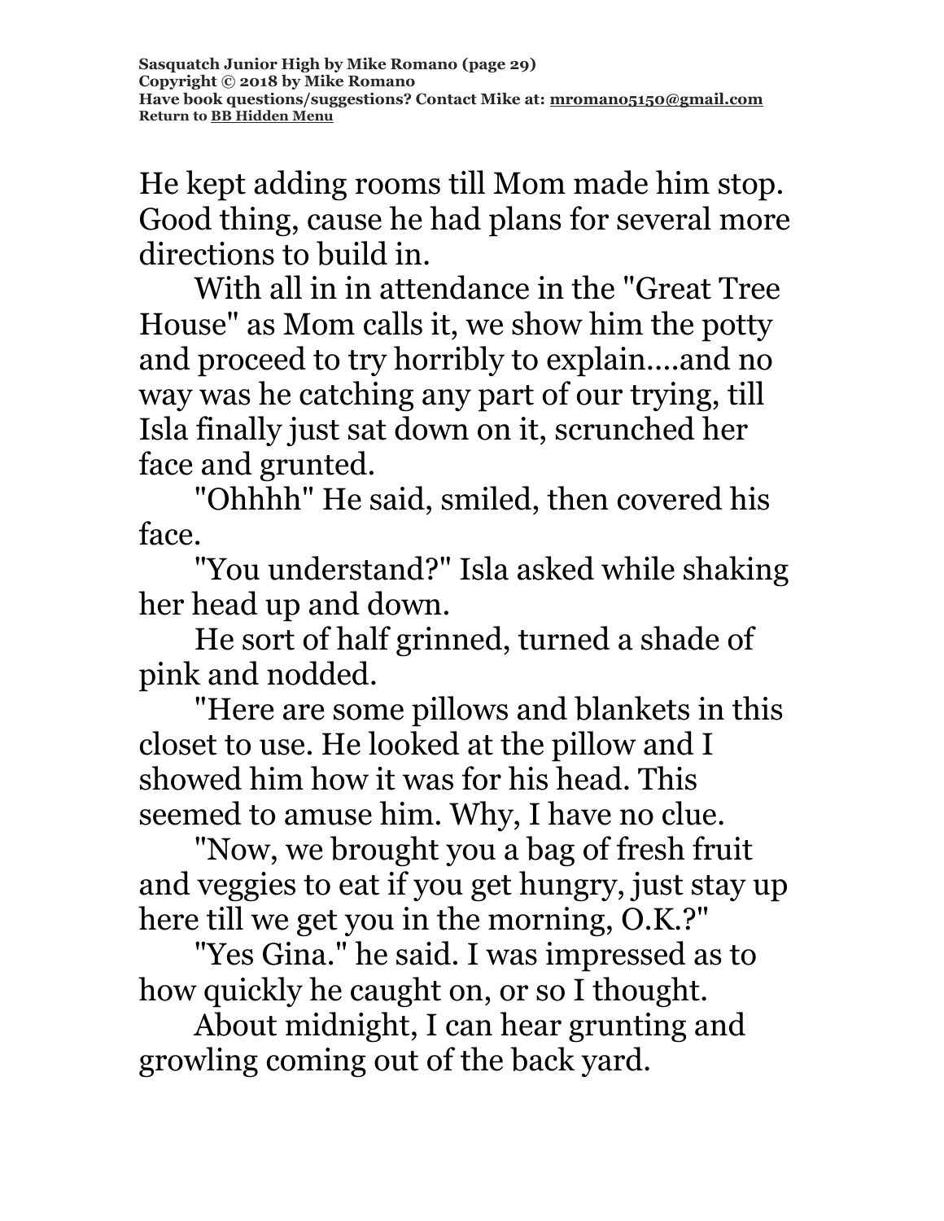He kept adding rooms till Mom made him stop. Good thing, cause he had plans for several more directions to build in.

With all in in attendance in the "Great Tree House" as Mom calls it, we show him the potty and proceed to try horribly to explain....and no way was he catching any part of our trying, till Isla finally just sat down on it, scrunched her face and grunted.

"Ohhhh" He said, smiled, then covered his face.

"You understand?" Isla asked while shaking her head up and down.

He sort of half grinned, turned a shade of pink and nodded.

"Here are some pillows and blankets in this closet to use. He looked at the pillow and I showed him how it was for his head. This seemed to amuse him. Why, I have no clue.

"Now, we brought you a bag of fresh fruit and veggies to eat if you get hungry, just stay up here till we get you in the morning, O.K.?"

"Yes Gina." he said. I was impressed as to how quickly he caught on, or so I thought.

About midnight, I can hear grunting and growling coming out of the back yard.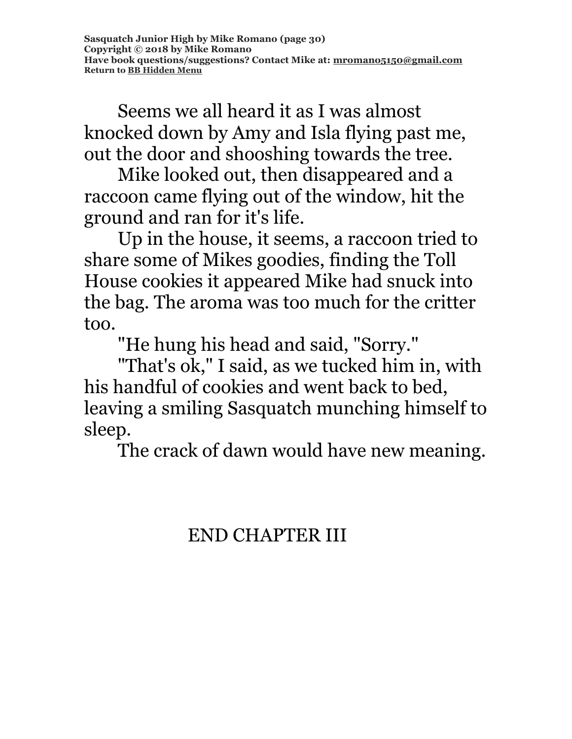Seems we all heard it as I was almost knocked down by Amy and Isla flying past me, out the door and shooshing towards the tree.

Mike looked out, then disappeared and a raccoon came flying out of the window, hit the ground and ran for it's life.

Up in the house, it seems, a raccoon tried to share some of Mikes goodies, finding the Toll House cookies it appeared Mike had snuck into the bag. The aroma was too much for the critter too.

"He hung his head and said, "Sorry."

"That's ok," I said, as we tucked him in, with his handful of cookies and went back to bed, leaving a smiling Sasquatch munching himself to sleep.

The crack of dawn would have new meaning.

END CHAPTER III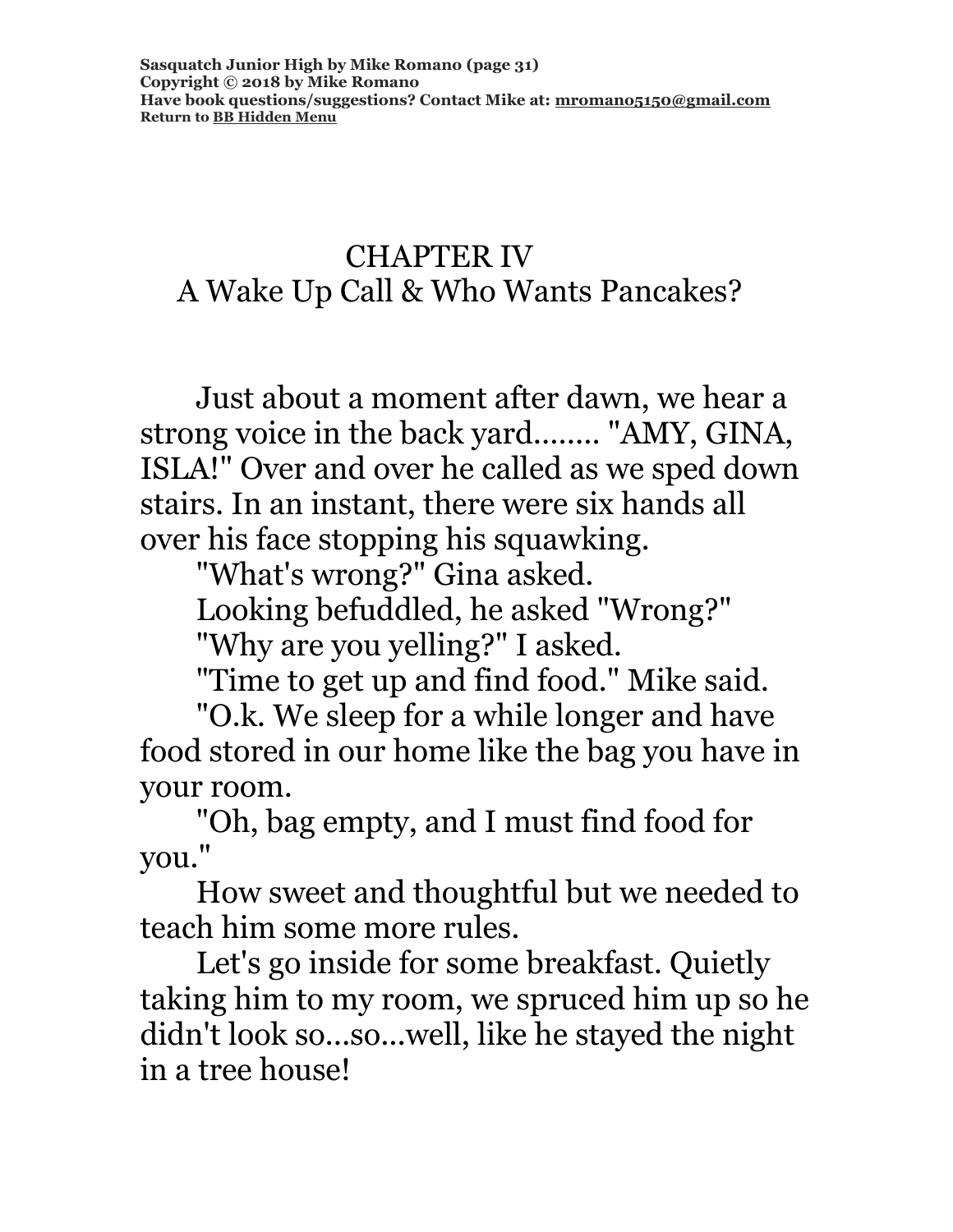# CHAPTER IV
## A Wake Up Call & Who Wants Pancakes?

Just about a moment after dawn, we hear a strong voice in the back yard........ "AMY, GINA, ISLA!" Over and over he called as we sped down stairs. In an instant, there were six hands all over his face stopping his squawking.

"What's wrong?" Gina asked.

Looking befuddled, he asked "Wrong?"

"Why are you yelling?" I asked.

"Time to get up and find food." Mike said.

"O.k. We sleep for a while longer and have food stored in our home like the bag you have in your room.

"Oh, bag empty, and I must find food for you."

How sweet and thoughtful but we needed to teach him some more rules.

Let's go inside for some breakfast. Quietly taking him to my room, we spruced him up so he didn't look so...so...well, like he stayed the night in a tree house!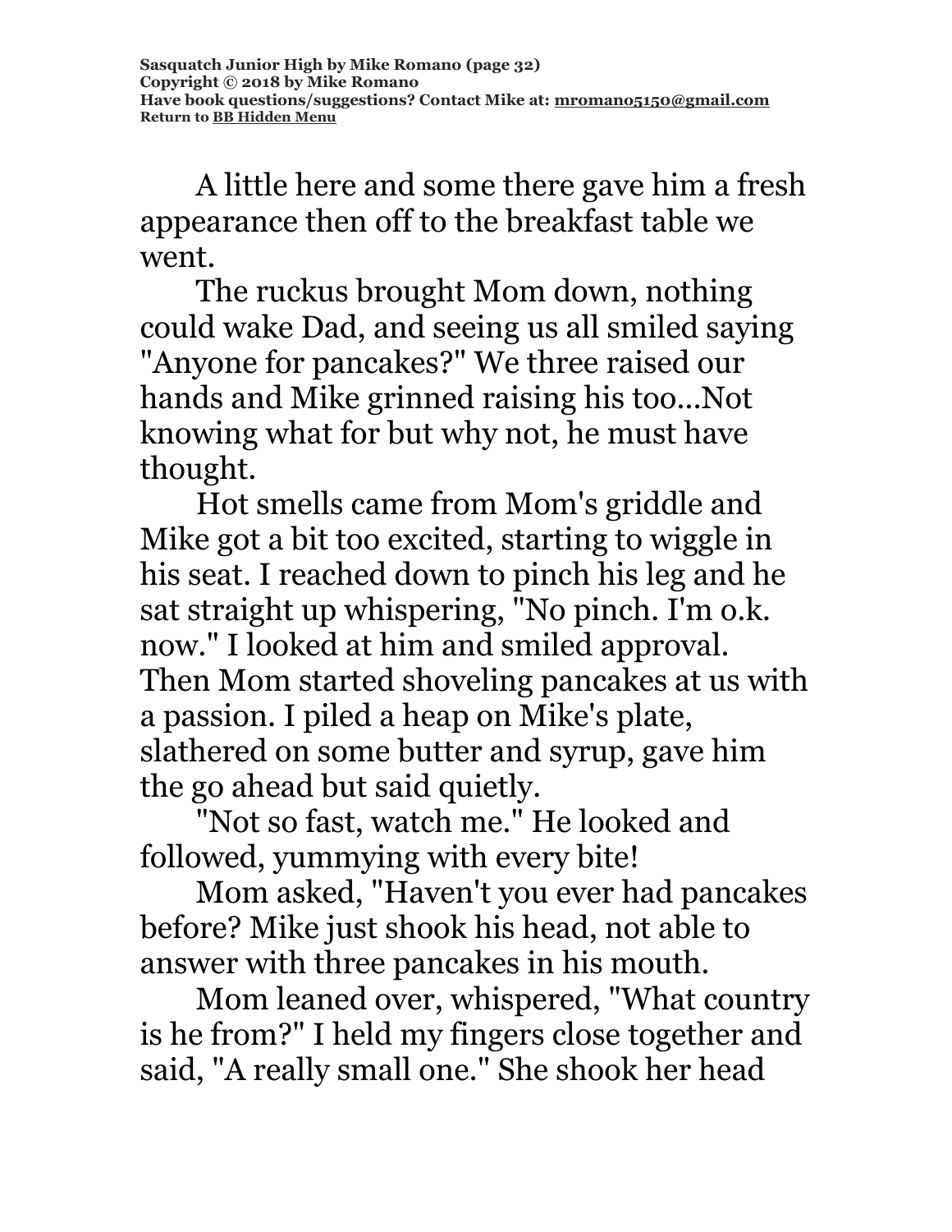A little here and some there gave him a fresh appearance then off to the breakfast table we went.

The ruckus brought Mom down, nothing could wake Dad, and seeing us all smiled saying "Anyone for pancakes?" We three raised our hands and Mike grinned raising his too...Not knowing what for but why not, he must have thought.

Hot smells came from Mom's griddle and Mike got a bit too excited, starting to wiggle in his seat. I reached down to pinch his leg and he sat straight up whispering, "No pinch. I'm o.k. now." I looked at him and smiled approval. Then Mom started shoveling pancakes at us with a passion. I piled a heap on Mike's plate, slathered on some butter and syrup, gave him the go ahead but said quietly.

"Not so fast, watch me." He looked and followed, yummying with every bite!

Mom asked, "Haven't you ever had pancakes before? Mike just shook his head, not able to answer with three pancakes in his mouth.

Mom leaned over, whispered, "What country is he from?" I held my fingers close together and said, "A really small one." She shook her head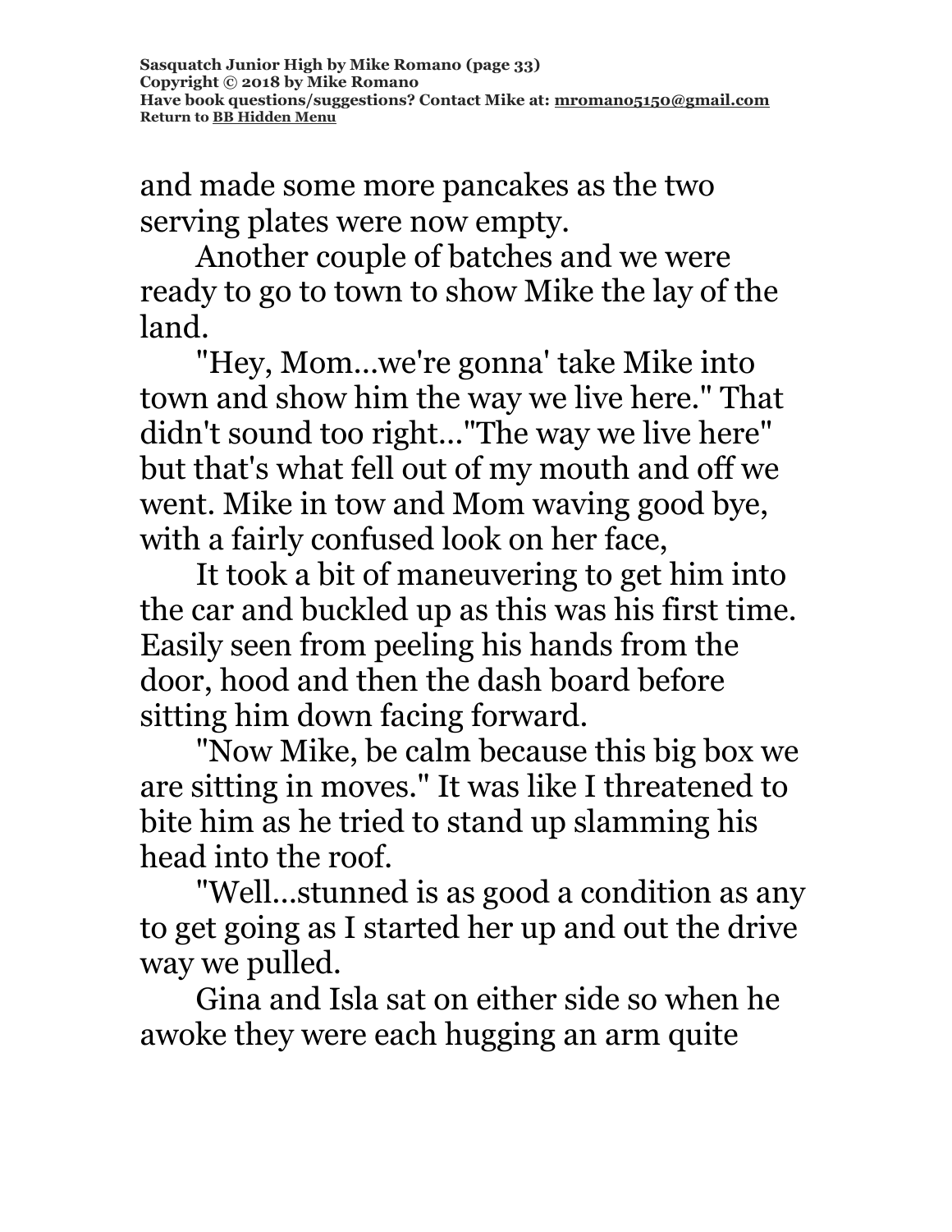and made some more pancakes as the two serving plates were now empty.

Another couple of batches and we were ready to go to town to show Mike the lay of the land.

"Hey, Mom...we're gonna' take Mike into town and show him the way we live here." That didn't sound too right..."The way we live here" but that's what fell out of my mouth and off we went. Mike in tow and Mom waving good bye, with a fairly confused look on her face,

It took a bit of maneuvering to get him into the car and buckled up as this was his first time. Easily seen from peeling his hands from the door, hood and then the dash board before sitting him down facing forward.

"Now Mike, be calm because this big box we are sitting in moves." It was like I threatened to bite him as he tried to stand up slamming his head into the roof.

"Well...stunned is as good a condition as any to get going as I started her up and out the drive way we pulled.

Gina and Isla sat on either side so when he awoke they were each hugging an arm quite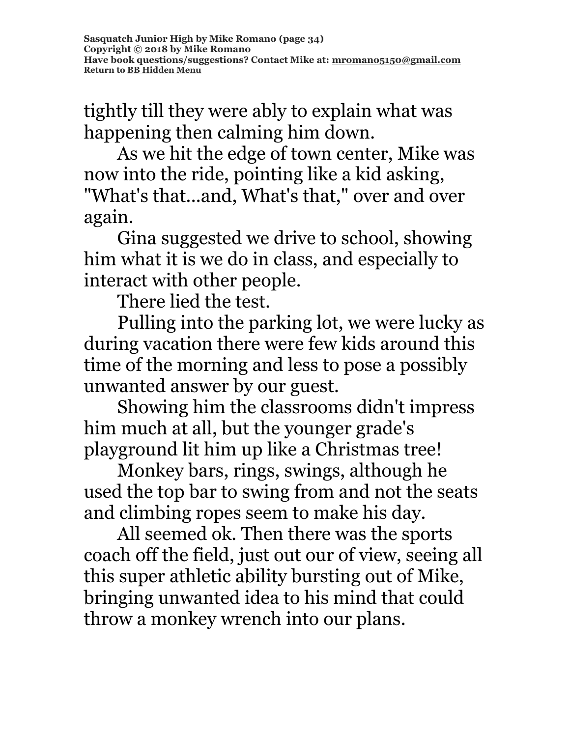tightly till they were ably to explain what was happening then calming him down.

As we hit the edge of town center, Mike was now into the ride, pointing like a kid asking, "What's that...and, What's that," over and over again.

Gina suggested we drive to school, showing him what it is we do in class, and especially to interact with other people.

There lied the test.

Pulling into the parking lot, we were lucky as during vacation there were few kids around this time of the morning and less to pose a possibly unwanted answer by our guest.

Showing him the classrooms didn't impress him much at all, but the younger grade's playground lit him up like a Christmas tree!

Monkey bars, rings, swings, although he used the top bar to swing from and not the seats and climbing ropes seem to make his day.

All seemed ok. Then there was the sports coach off the field, just out our of view, seeing all this super athletic ability bursting out of Mike, bringing unwanted idea to his mind that could throw a monkey wrench into our plans.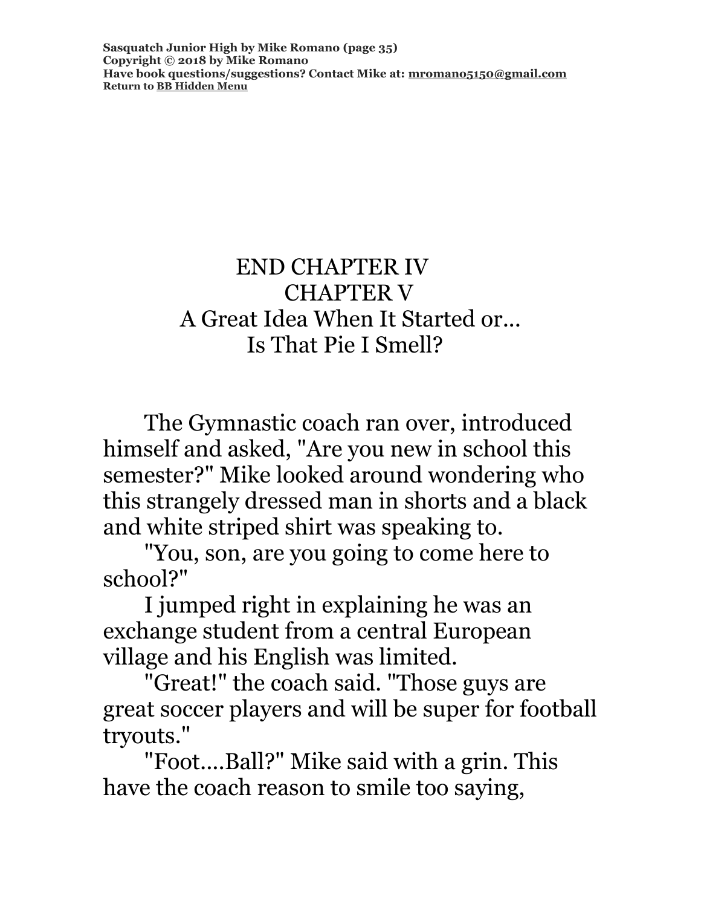END CHAPTER IV

# CHAPTER V

## A Great Idea When It Started or… Is That Pie I Smell?

The Gymnastic coach ran over, introduced himself and asked, "Are you new in school this semester?" Mike looked around wondering who this strangely dressed man in shorts and a black and white striped shirt was speaking to.

"You, son, are you going to come here to school?"

I jumped right in explaining he was an exchange student from a central European village and his English was limited.

"Great!" the coach said. "Those guys are great soccer players and will be super for football tryouts."

"Foot....Ball?" Mike said with a grin. This have the coach reason to smile too saying,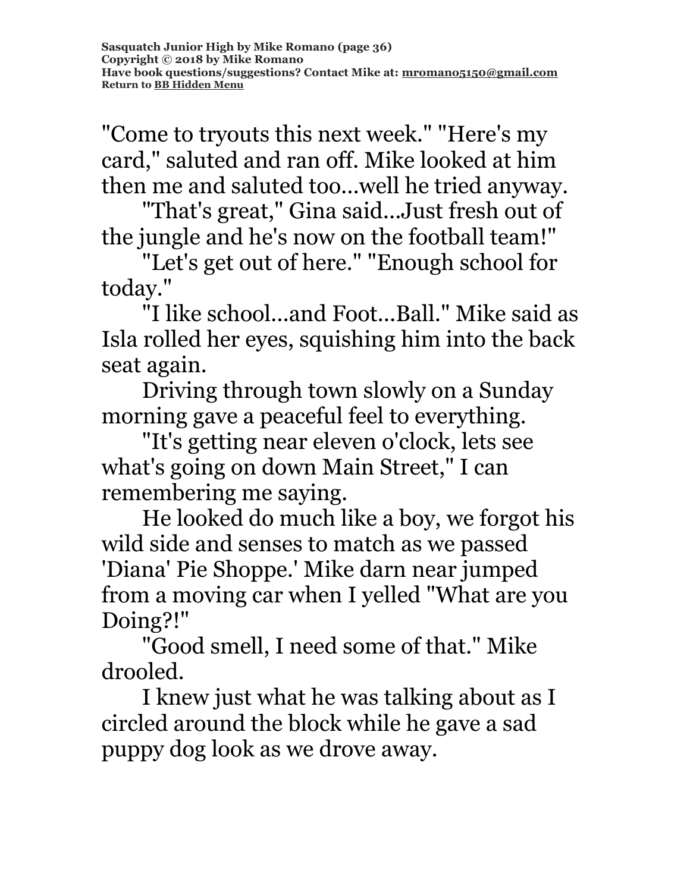"Come to tryouts this next week." "Here's my card," saluted and ran off. Mike looked at him then me and saluted too...well he tried anyway.

"That's great," Gina said...Just fresh out of the jungle and he's now on the football team!"

"Let's get out of here." "Enough school for today."

"I like school...and Foot...Ball." Mike said as Isla rolled her eyes, squishing him into the back seat again.

Driving through town slowly on a Sunday morning gave a peaceful feel to everything.

"It's getting near eleven o'clock, lets see what's going on down Main Street," I can remembering me saying.

He looked do much like a boy, we forgot his wild side and senses to match as we passed 'Diana' Pie Shoppe.' Mike darn near jumped from a moving car when I yelled "What are you Doing?!"

"Good smell, I need some of that." Mike drooled.

I knew just what he was talking about as I circled around the block while he gave a sad puppy dog look as we drove away.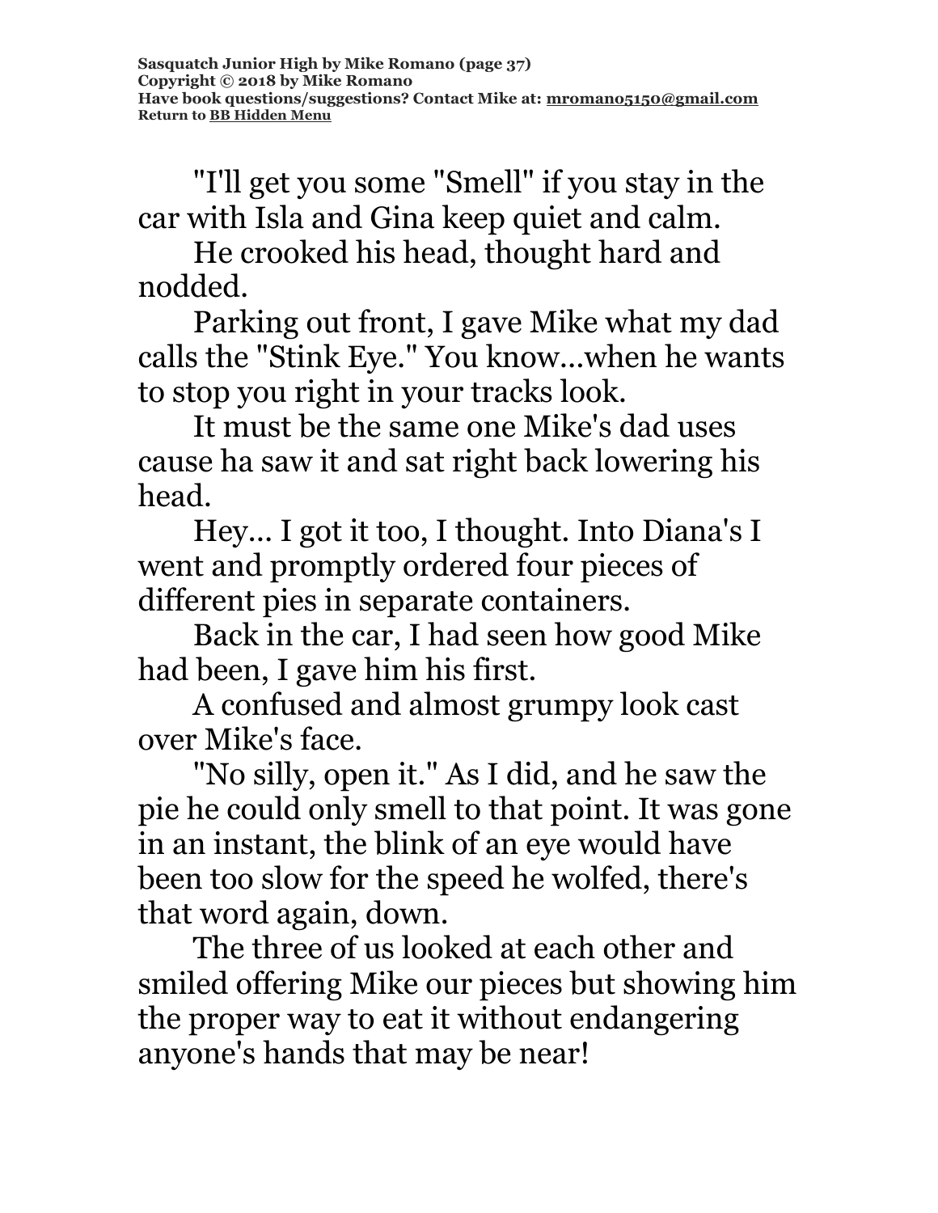"I'll get you some "Smell" if you stay in the car with Isla and Gina keep quiet and calm.

He crooked his head, thought hard and nodded.

Parking out front, I gave Mike what my dad calls the "Stink Eye." You know...when he wants to stop you right in your tracks look.

It must be the same one Mike's dad uses cause ha saw it and sat right back lowering his head.

Hey... I got it too, I thought. Into Diana's I went and promptly ordered four pieces of different pies in separate containers.

Back in the car, I had seen how good Mike had been, I gave him his first.

A confused and almost grumpy look cast over Mike's face.

"No silly, open it." As I did, and he saw the pie he could only smell to that point. It was gone in an instant, the blink of an eye would have been too slow for the speed he wolfed, there's that word again, down.

The three of us looked at each other and smiled offering Mike our pieces but showing him the proper way to eat it without endangering anyone's hands that may be near!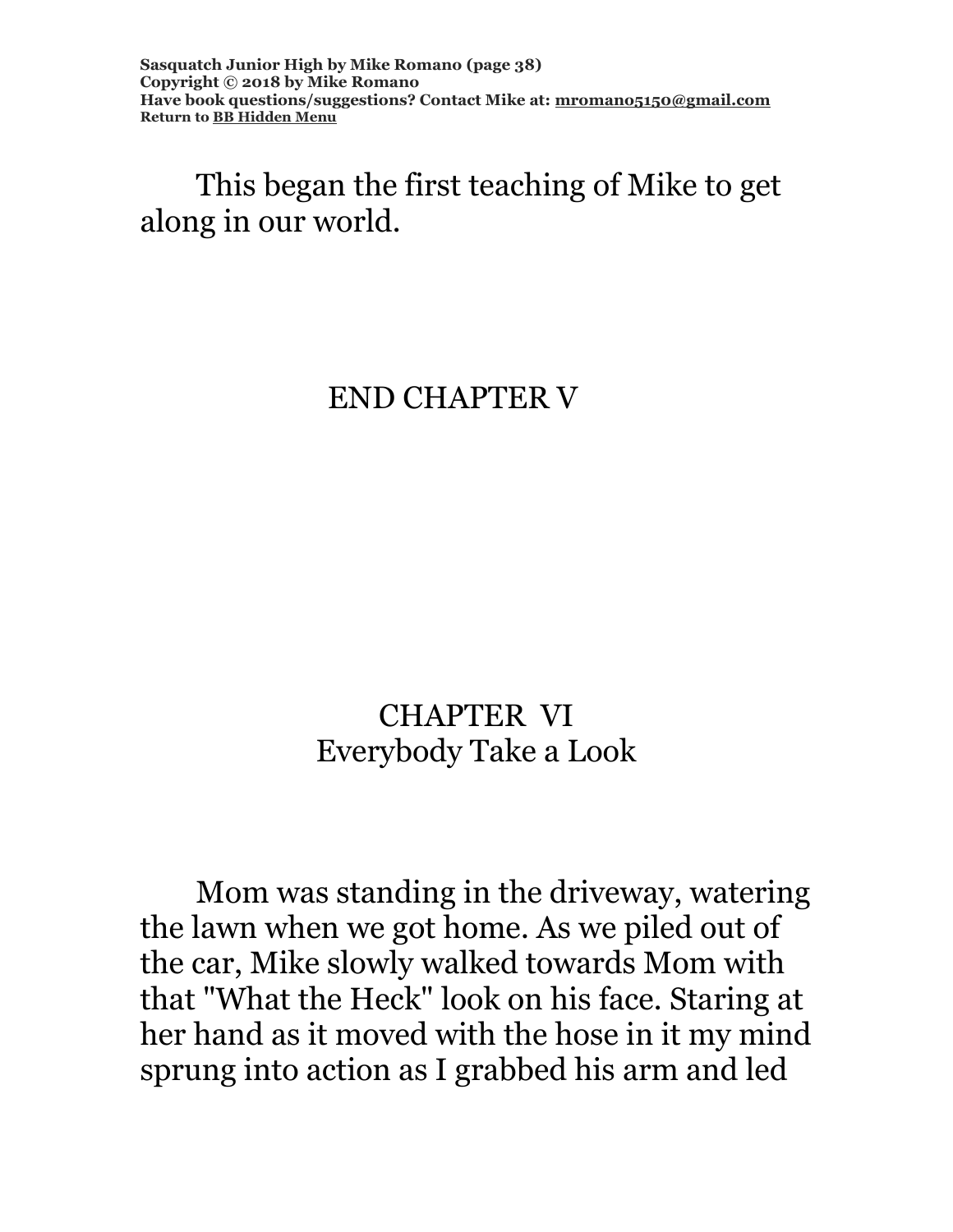This began the first teaching of Mike to get along in our world.

END CHAPTER V

## CHAPTER VI
## Everybody Take a Look

Mom was standing in the driveway, watering the lawn when we got home. As we piled out of the car, Mike slowly walked towards Mom with that "What the Heck" look on his face. Staring at her hand as it moved with the hose in it my mind sprung into action as I grabbed his arm and led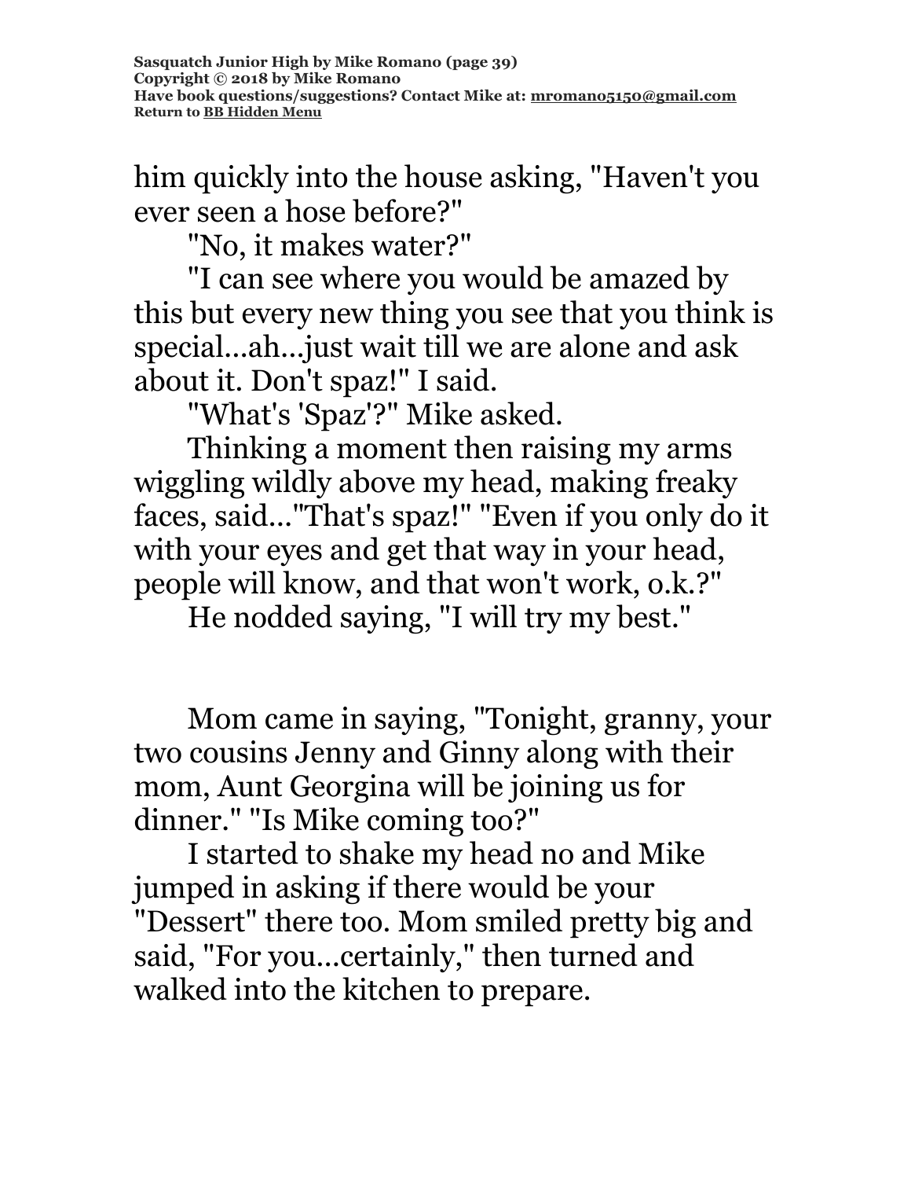him quickly into the house asking, "Haven't you ever seen a hose before?"

"No, it makes water?"

"I can see where you would be amazed by this but every new thing you see that you think is special...ah...just wait till we are alone and ask about it. Don't spaz!" I said.

"What's 'Spaz'?" Mike asked.

Thinking a moment then raising my arms wiggling wildly above my head, making freaky faces, said..."That's spaz!" "Even if you only do it with your eyes and get that way in your head, people will know, and that won't work, o.k.?"

He nodded saying, "I will try my best."

Mom came in saying, "Tonight, granny, your two cousins Jenny and Ginny along with their mom, Aunt Georgina will be joining us for dinner." "Is Mike coming too?"

I started to shake my head no and Mike jumped in asking if there would be your "Dessert" there too. Mom smiled pretty big and said, "For you...certainly," then turned and walked into the kitchen to prepare.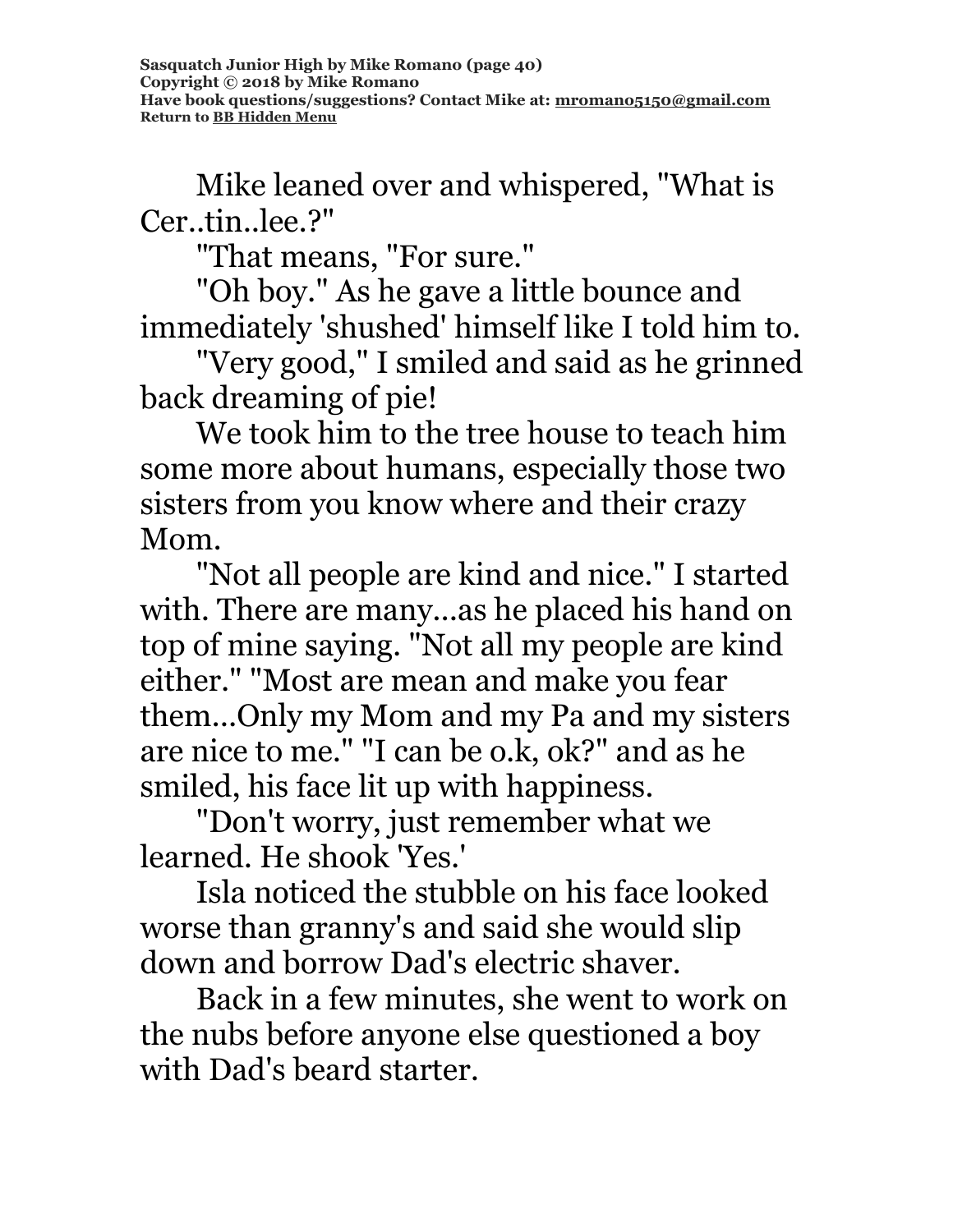Mike leaned over and whispered, "What is Cer..tin..lee.?"

"That means, "For sure."

"Oh boy." As he gave a little bounce and immediately 'shushed' himself like I told him to.

"Very good," I smiled and said as he grinned back dreaming of pie!

We took him to the tree house to teach him some more about humans, especially those two sisters from you know where and their crazy Mom.

"Not all people are kind and nice." I started with. There are many...as he placed his hand on top of mine saying. "Not all my people are kind either." "Most are mean and make you fear them...Only my Mom and my Pa and my sisters are nice to me." "I can be o.k, ok?" and as he smiled, his face lit up with happiness.

"Don't worry, just remember what we learned. He shook 'Yes.'

Isla noticed the stubble on his face looked worse than granny's and said she would slip down and borrow Dad's electric shaver.

Back in a few minutes, she went to work on the nubs before anyone else questioned a boy with Dad's beard starter.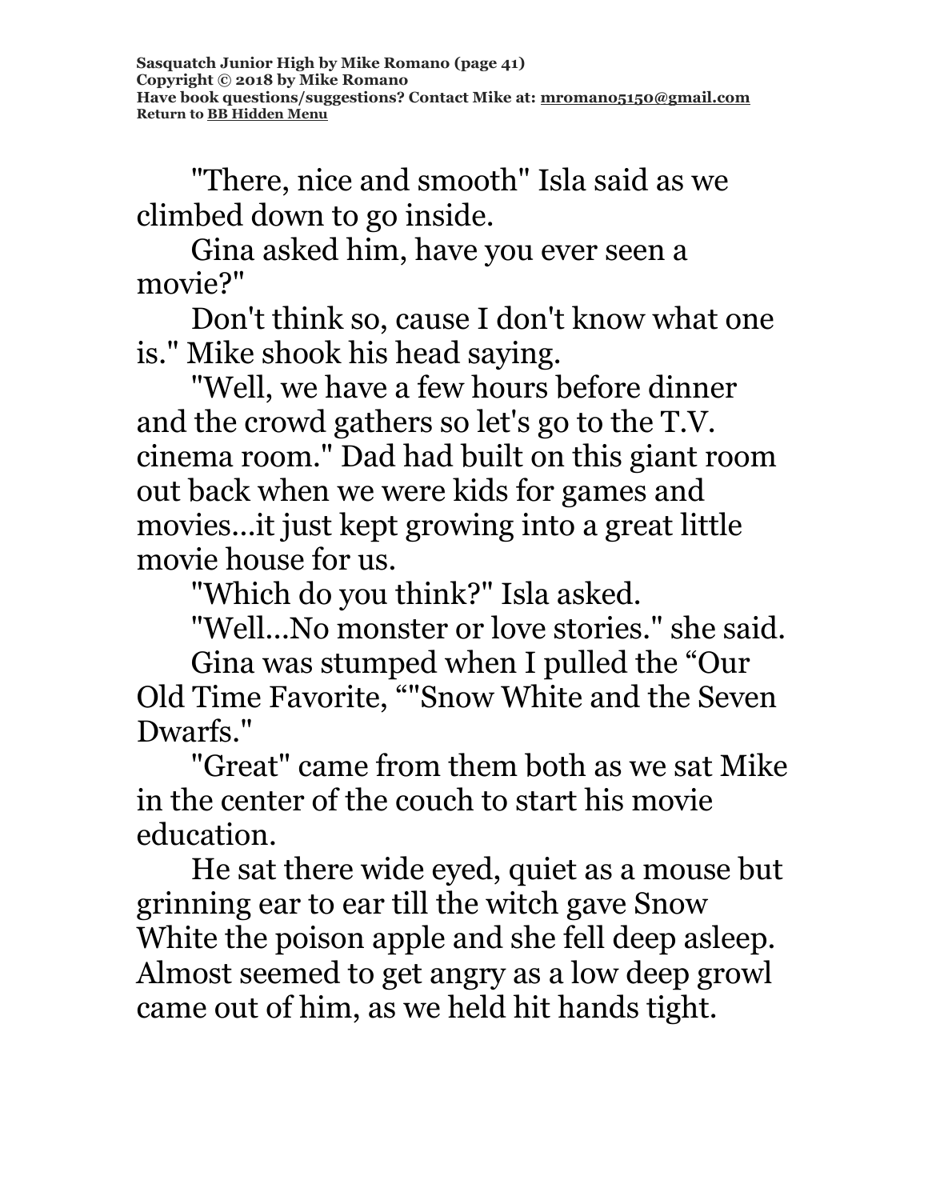"There, nice and smooth" Isla said as we climbed down to go inside.

Gina asked him, have you ever seen a movie?"

Don't think so, cause I don't know what one is." Mike shook his head saying.

"Well, we have a few hours before dinner and the crowd gathers so let's go to the T.V. cinema room." Dad had built on this giant room out back when we were kids for games and movies...it just kept growing into a great little movie house for us.

"Which do you think?" Isla asked.

"Well...No monster or love stories." she said.

Gina was stumped when I pulled the "Our Old Time Favorite, ""Snow White and the Seven Dwarfs."

"Great" came from them both as we sat Mike in the center of the couch to start his movie education.

He sat there wide eyed, quiet as a mouse but grinning ear to ear till the witch gave Snow White the poison apple and she fell deep asleep. Almost seemed to get angry as a low deep growl came out of him, as we held hit hands tight.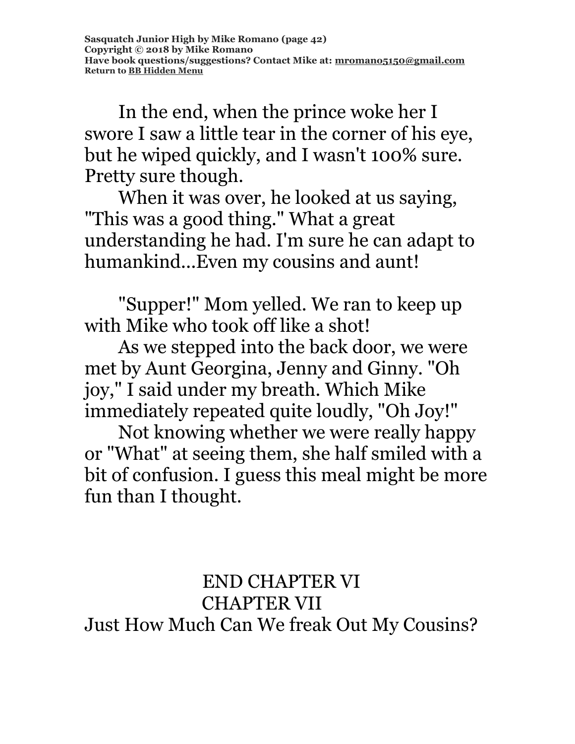In the end, when the prince woke her I swore I saw a little tear in the corner of his eye, but he wiped quickly, and I wasn't 100% sure. Pretty sure though.

When it was over, he looked at us saying, "This was a good thing." What a great understanding he had. I'm sure he can adapt to humankind...Even my cousins and aunt!

"Supper!" Mom yelled. We ran to keep up with Mike who took off like a shot!

As we stepped into the back door, we were met by Aunt Georgina, Jenny and Ginny. "Oh joy," I said under my breath. Which Mike immediately repeated quite loudly, "Oh Joy!"

Not knowing whether we were really happy or "What" at seeing them, she half smiled with a bit of confusion. I guess this meal might be more fun than I thought.

END CHAPTER VI

## CHAPTER VII

## Just How Much Can We freak Out My Cousins?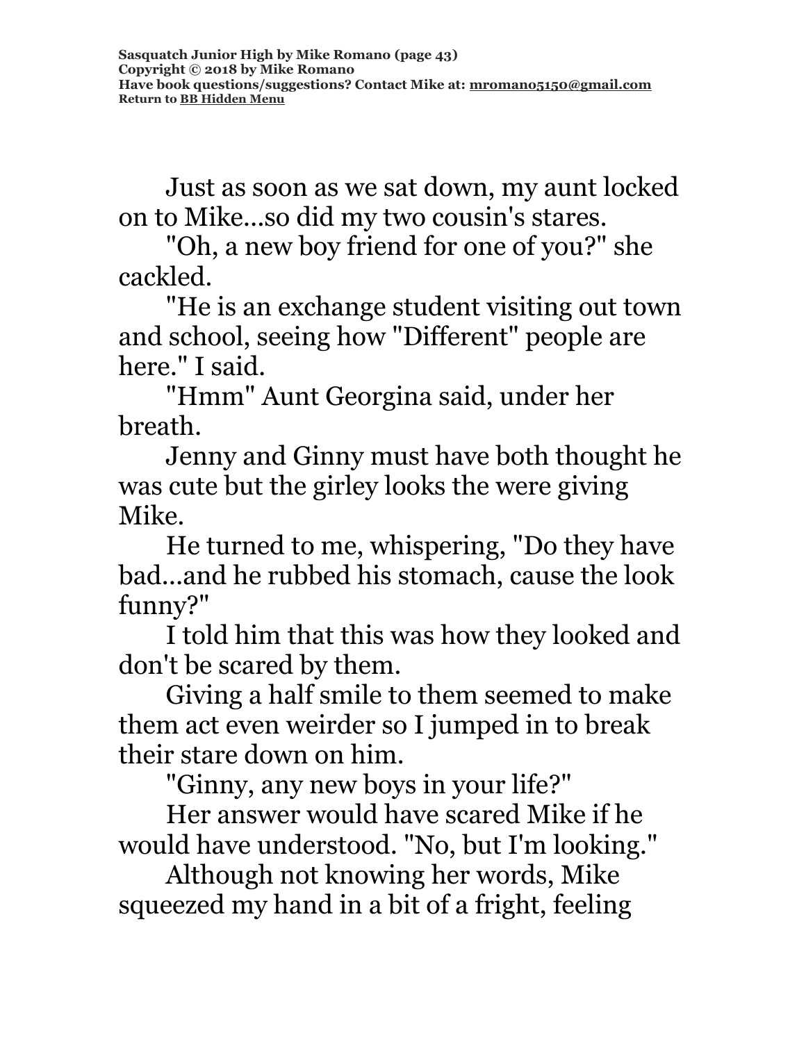Just as soon as we sat down, my aunt locked on to Mike...so did my two cousin's stares.

"Oh, a new boy friend for one of you?" she cackled.

"He is an exchange student visiting out town and school, seeing how "Different" people are here." I said.

"Hmm" Aunt Georgina said, under her breath.

Jenny and Ginny must have both thought he was cute but the girley looks the were giving Mike.

He turned to me, whispering, "Do they have bad...and he rubbed his stomach, cause the look funny?"

I told him that this was how they looked and don't be scared by them.

Giving a half smile to them seemed to make them act even weirder so I jumped in to break their stare down on him.

"Ginny, any new boys in your life?"

Her answer would have scared Mike if he would have understood. "No, but I'm looking."

Although not knowing her words, Mike squeezed my hand in a bit of a fright, feeling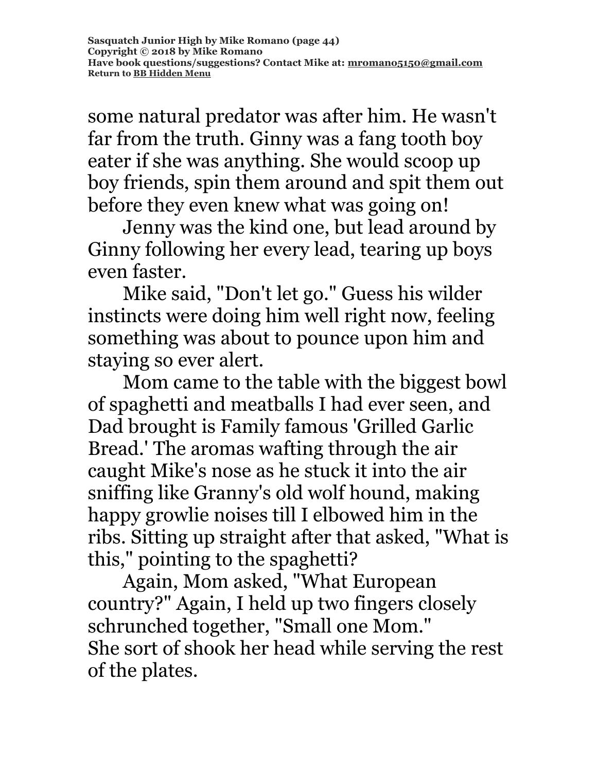some natural predator was after him. He wasn't far from the truth. Ginny was a fang tooth boy eater if she was anything. She would scoop up boy friends, spin them around and spit them out before they even knew what was going on!

Jenny was the kind one, but lead around by Ginny following her every lead, tearing up boys even faster.

Mike said, "Don't let go." Guess his wilder instincts were doing him well right now, feeling something was about to pounce upon him and staying so ever alert.

Mom came to the table with the biggest bowl of spaghetti and meatballs I had ever seen, and Dad brought is Family famous 'Grilled Garlic Bread.' The aromas wafting through the air caught Mike's nose as he stuck it into the air sniffing like Granny's old wolf hound, making happy growlie noises till I elbowed him in the ribs. Sitting up straight after that asked, "What is this," pointing to the spaghetti?

Again, Mom asked, "What European country?" Again, I held up two fingers closely schrunched together, "Small one Mom."
She sort of shook her head while serving the rest of the plates.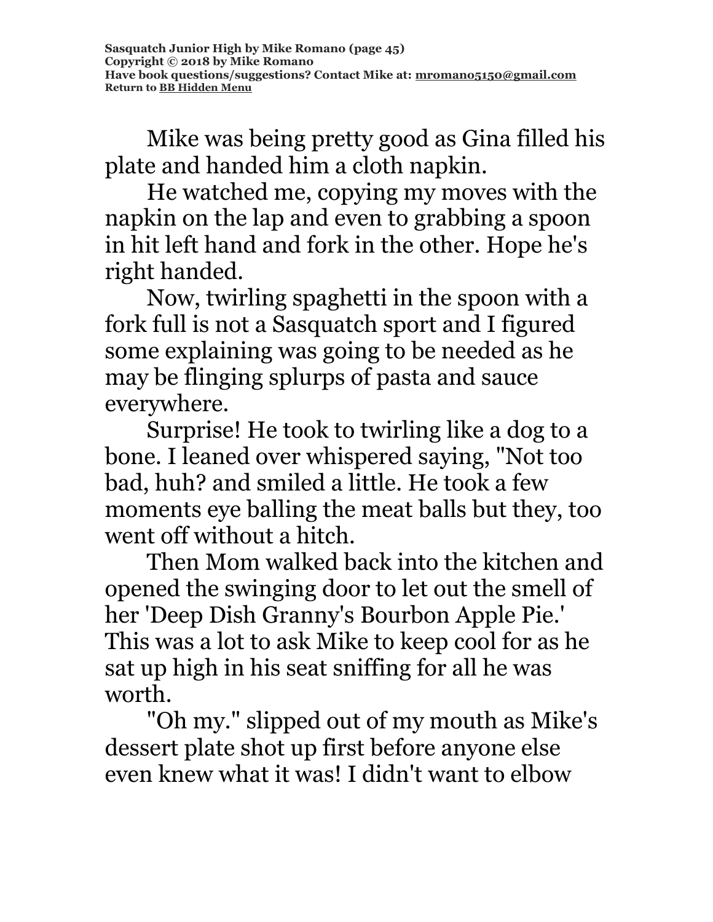Mike was being pretty good as Gina filled his plate and handed him a cloth napkin.

He watched me, copying my moves with the napkin on the lap and even to grabbing a spoon in hit left hand and fork in the other. Hope he's right handed.

Now, twirling spaghetti in the spoon with a fork full is not a Sasquatch sport and I figured some explaining was going to be needed as he may be flinging splurps of pasta and sauce everywhere.

Surprise! He took to twirling like a dog to a bone. I leaned over whispered saying, "Not too bad, huh? and smiled a little. He took a few moments eye balling the meat balls but they, too went off without a hitch.

Then Mom walked back into the kitchen and opened the swinging door to let out the smell of her 'Deep Dish Granny's Bourbon Apple Pie.' This was a lot to ask Mike to keep cool for as he sat up high in his seat sniffing for all he was worth.

"Oh my." slipped out of my mouth as Mike's dessert plate shot up first before anyone else even knew what it was! I didn't want to elbow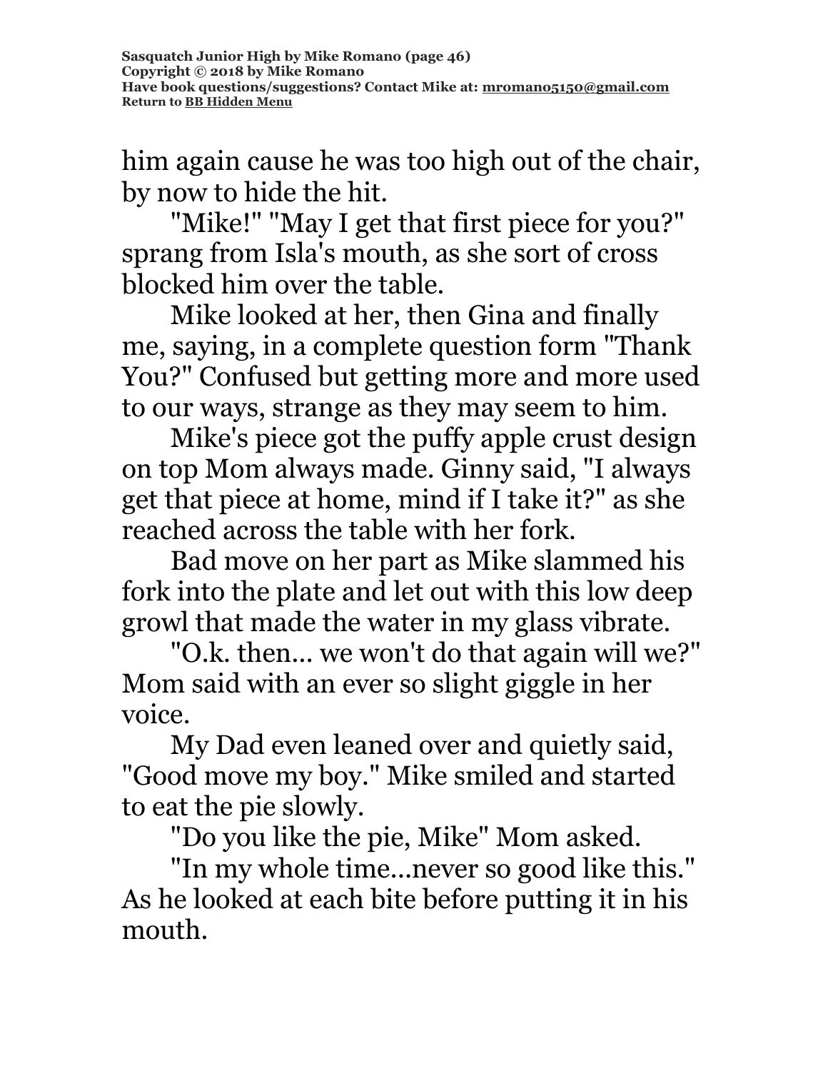him again cause he was too high out of the chair, by now to hide the hit.

"Mike!" "May I get that first piece for you?" sprang from Isla's mouth, as she sort of cross blocked him over the table.

Mike looked at her, then Gina and finally me, saying, in a complete question form "Thank You?" Confused but getting more and more used to our ways, strange as they may seem to him.

Mike's piece got the puffy apple crust design on top Mom always made. Ginny said, "I always get that piece at home, mind if I take it?" as she reached across the table with her fork.

Bad move on her part as Mike slammed his fork into the plate and let out with this low deep growl that made the water in my glass vibrate.

"O.k. then... we won't do that again will we?" Mom said with an ever so slight giggle in her voice.

My Dad even leaned over and quietly said, "Good move my boy." Mike smiled and started to eat the pie slowly.

"Do you like the pie, Mike" Mom asked.

"In my whole time...never so good like this." As he looked at each bite before putting it in his mouth.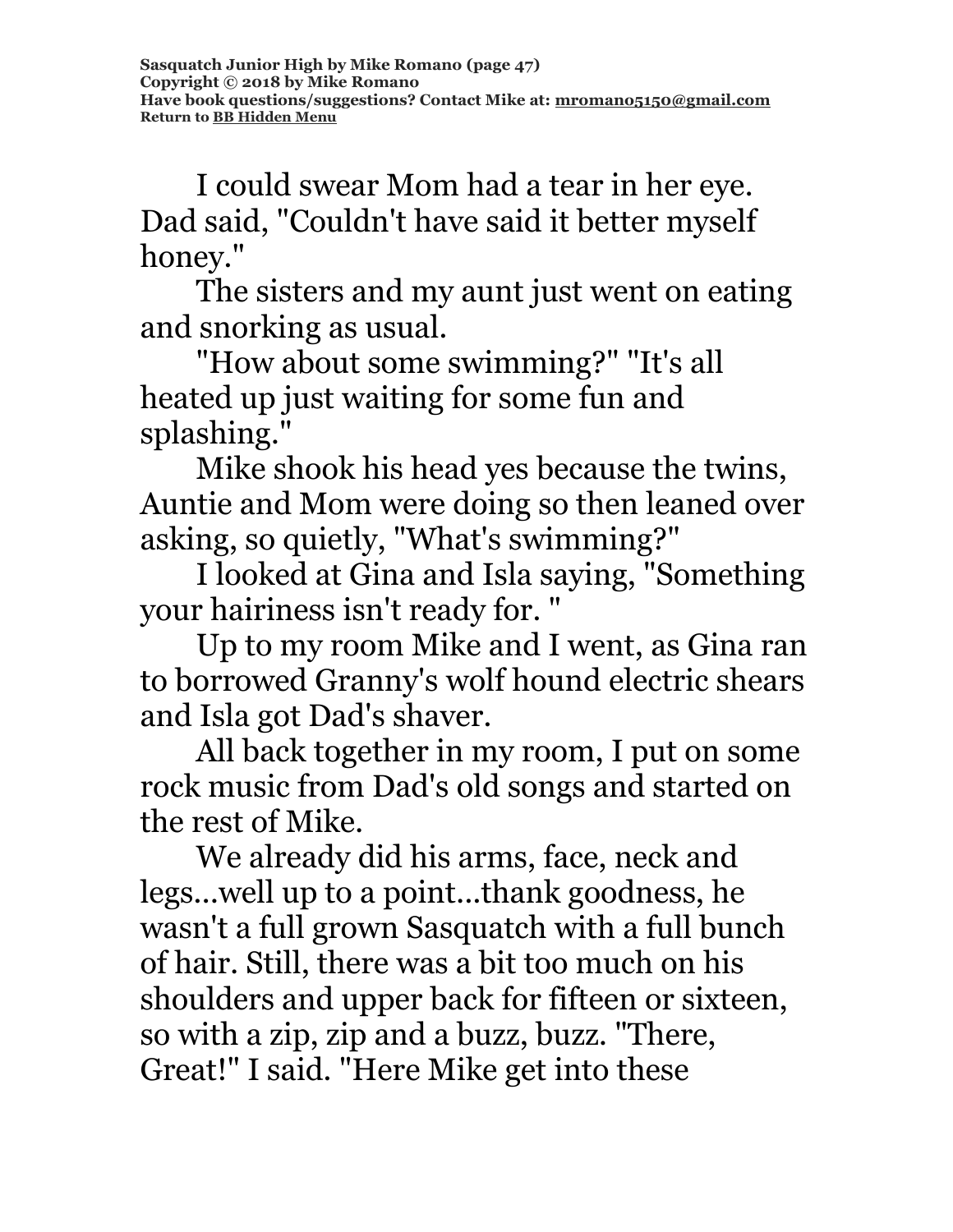I could swear Mom had a tear in her eye. Dad said, "Couldn't have said it better myself honey."

The sisters and my aunt just went on eating and snorking as usual.

"How about some swimming?" "It's all heated up just waiting for some fun and splashing."

Mike shook his head yes because the twins, Auntie and Mom were doing so then leaned over asking, so quietly, "What's swimming?"

I looked at Gina and Isla saying, "Something your hairiness isn't ready for. "

Up to my room Mike and I went, as Gina ran to borrowed Granny's wolf hound electric shears and Isla got Dad's shaver.

All back together in my room, I put on some rock music from Dad's old songs and started on the rest of Mike.

We already did his arms, face, neck and legs...well up to a point...thank goodness, he wasn't a full grown Sasquatch with a full bunch of hair. Still, there was a bit too much on his shoulders and upper back for fifteen or sixteen, so with a zip, zip and a buzz, buzz. "There, Great!" I said. "Here Mike get into these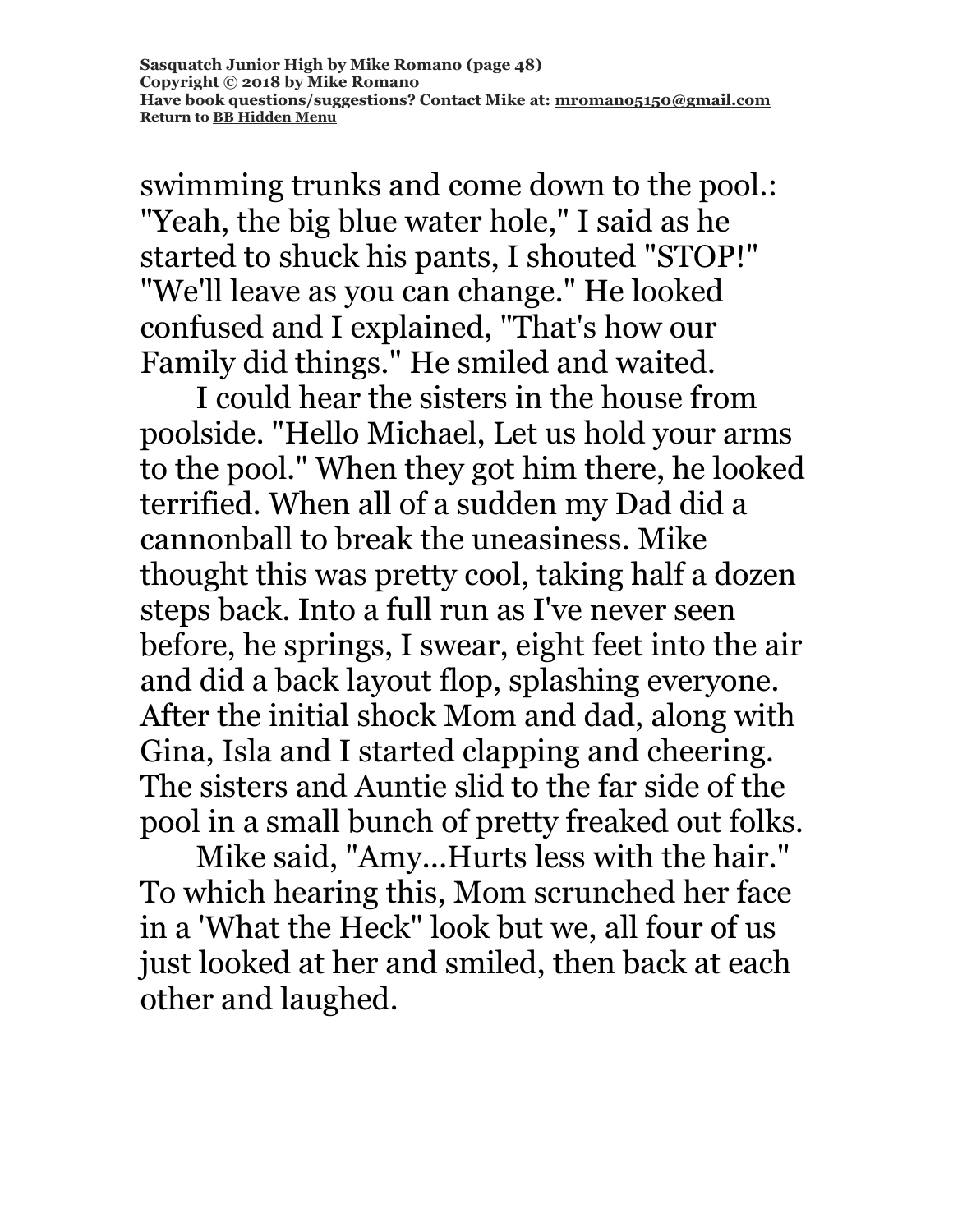swimming trunks and come down to the pool.: "Yeah, the big blue water hole," I said as he started to shuck his pants, I shouted "STOP!" "We'll leave as you can change." He looked confused and I explained, "That's how our Family did things." He smiled and waited.

I could hear the sisters in the house from poolside. "Hello Michael, Let us hold your arms to the pool." When they got him there, he looked terrified. When all of a sudden my Dad did a cannonball to break the uneasiness. Mike thought this was pretty cool, taking half a dozen steps back. Into a full run as I've never seen before, he springs, I swear, eight feet into the air and did a back layout flop, splashing everyone. After the initial shock Mom and dad, along with Gina, Isla and I started clapping and cheering. The sisters and Auntie slid to the far side of the pool in a small bunch of pretty freaked out folks.

Mike said, "Amy...Hurts less with the hair." To which hearing this, Mom scrunched her face in a 'What the Heck" look but we, all four of us just looked at her and smiled, then back at each other and laughed.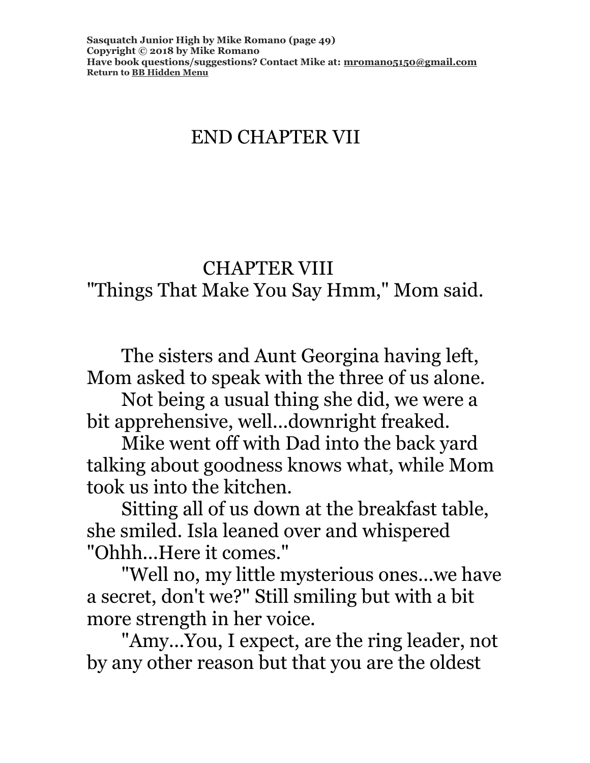END CHAPTER VII

## CHAPTER VIII
## "Things That Make You Say Hmm," Mom said.

The sisters and Aunt Georgina having left, Mom asked to speak with the three of us alone.

Not being a usual thing she did, we were a bit apprehensive, well...downright freaked.

Mike went off with Dad into the back yard talking about goodness knows what, while Mom took us into the kitchen.

Sitting all of us down at the breakfast table, she smiled. Isla leaned over and whispered "Ohhh...Here it comes."

"Well no, my little mysterious ones...we have a secret, don't we?" Still smiling but with a bit more strength in her voice.

"Amy...You, I expect, are the ring leader, not by any other reason but that you are the oldest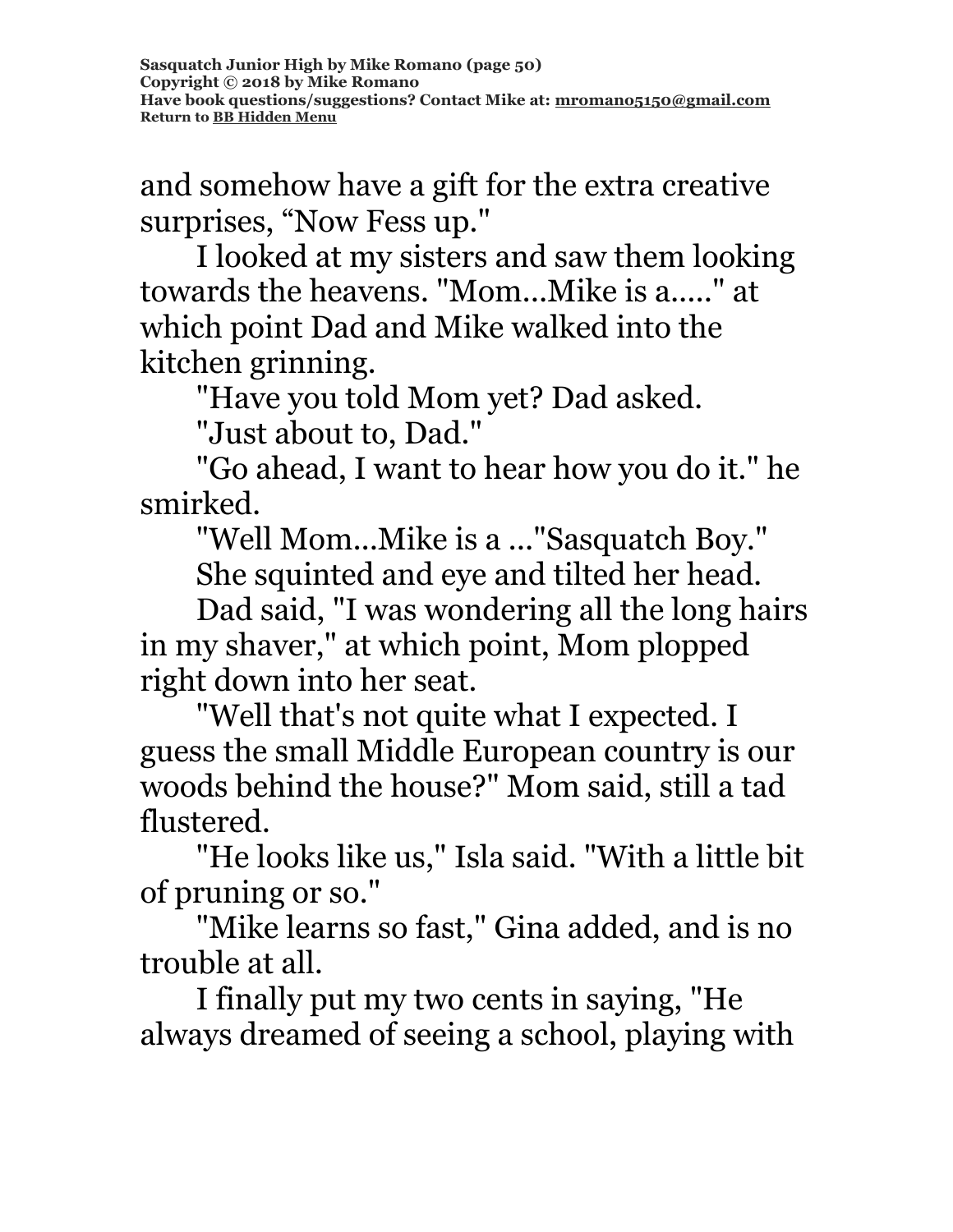and somehow have a gift for the extra creative surprises, “Now Fess up."

I looked at my sisters and saw them looking towards the heavens. "Mom...Mike is a....." at which point Dad and Mike walked into the kitchen grinning.

"Have you told Mom yet? Dad asked.

"Just about to, Dad."

"Go ahead, I want to hear how you do it." he smirked.

"Well Mom...Mike is a ..."Sasquatch Boy."

She squinted and eye and tilted her head.

Dad said, "I was wondering all the long hairs in my shaver," at which point, Mom plopped right down into her seat.

"Well that's not quite what I expected. I guess the small Middle European country is our woods behind the house?" Mom said, still a tad flustered.

"He looks like us," Isla said. "With a little bit of pruning or so."

"Mike learns so fast," Gina added, and is no trouble at all.

I finally put my two cents in saying, "He always dreamed of seeing a school, playing with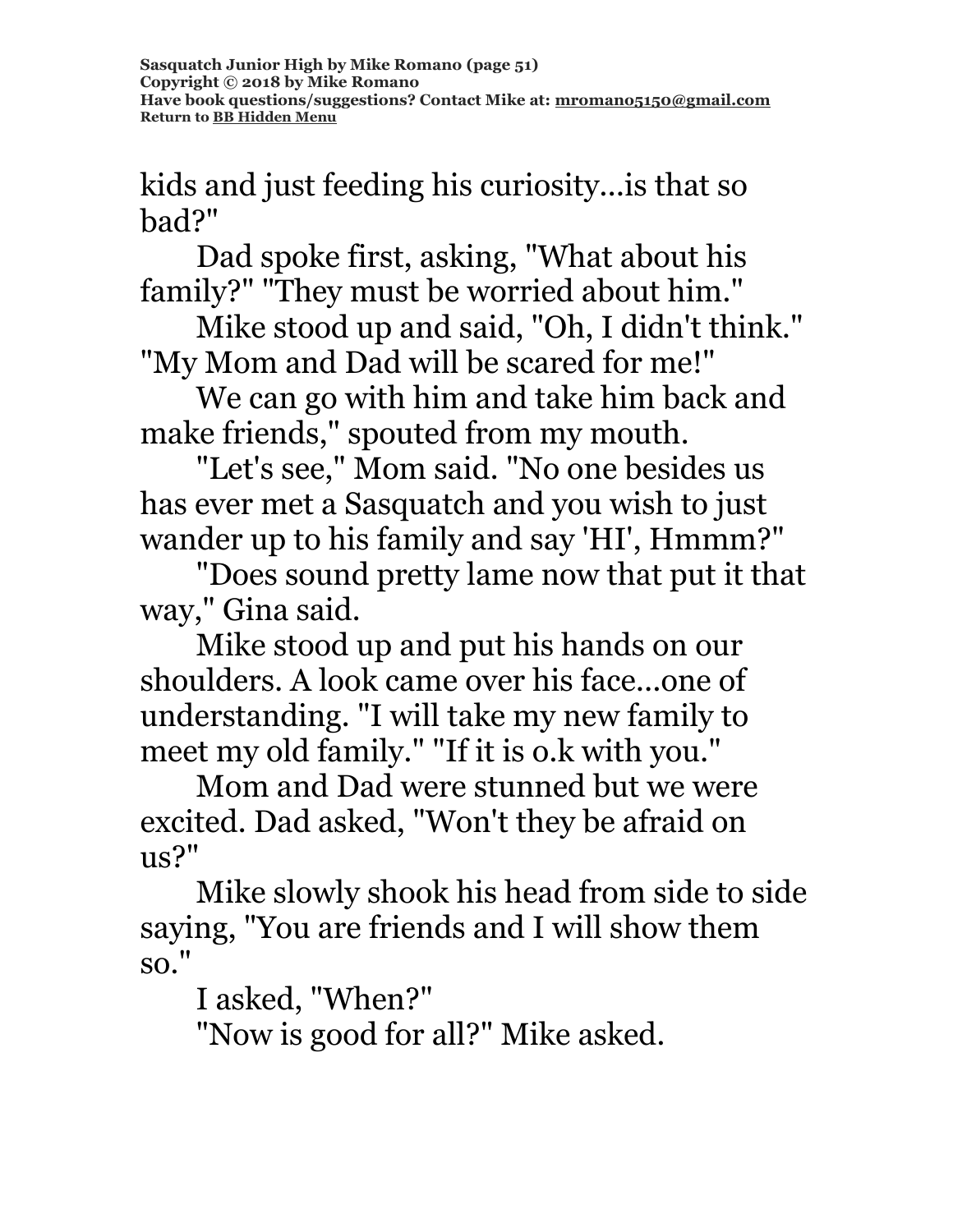kids and just feeding his curiosity...is that so bad?"

Dad spoke first, asking, "What about his family?" "They must be worried about him."

Mike stood up and said, "Oh, I didn't think." "My Mom and Dad will be scared for me!"

We can go with him and take him back and make friends," spouted from my mouth.

"Let's see," Mom said. "No one besides us has ever met a Sasquatch and you wish to just wander up to his family and say 'HI', Hmmm?"

"Does sound pretty lame now that put it that way," Gina said.

Mike stood up and put his hands on our shoulders. A look came over his face...one of understanding. "I will take my new family to meet my old family." "If it is o.k with you."

Mom and Dad were stunned but we were excited. Dad asked, "Won't they be afraid on us?"

Mike slowly shook his head from side to side saying, "You are friends and I will show them so."

I asked, "When?"

"Now is good for all?" Mike asked.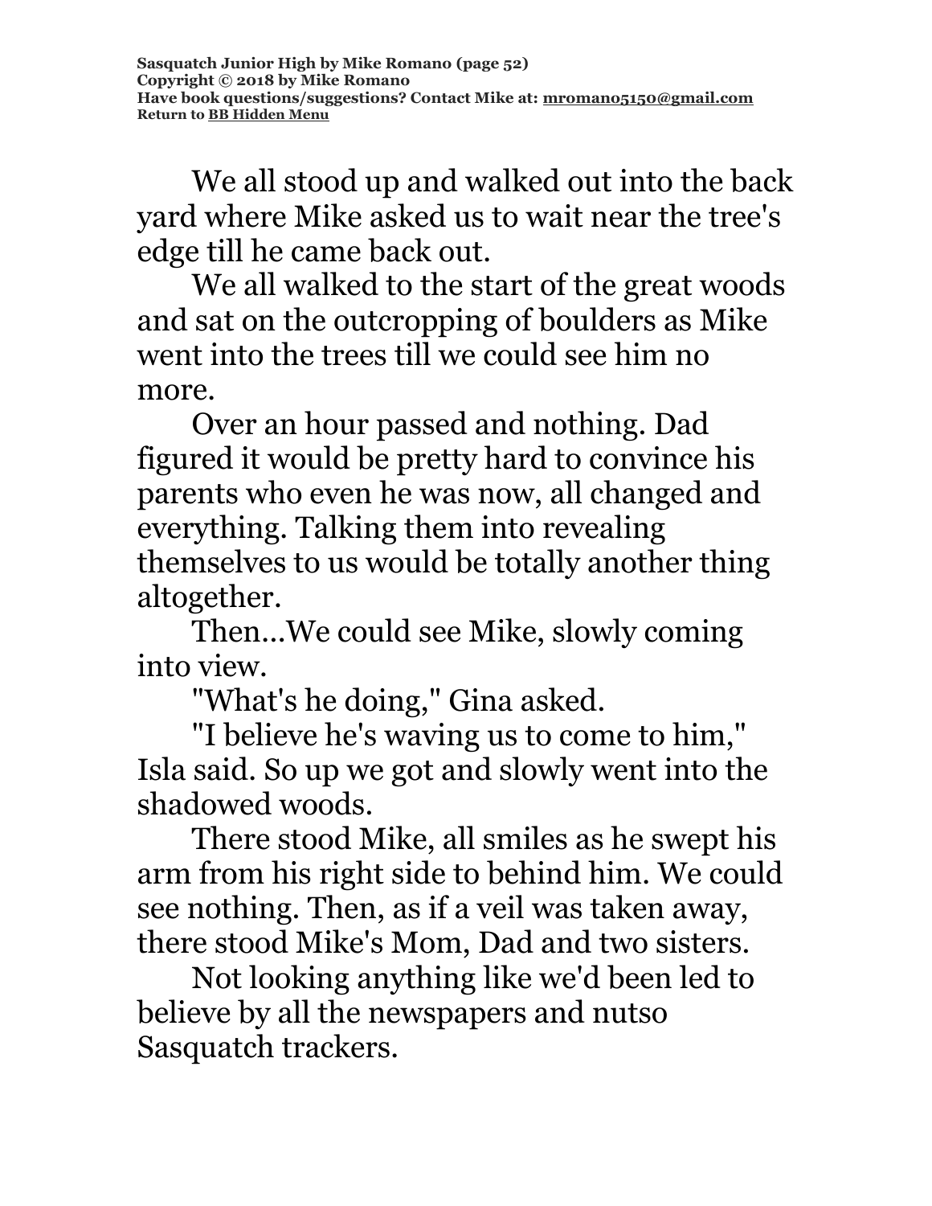We all stood up and walked out into the back yard where Mike asked us to wait near the tree's edge till he came back out.

We all walked to the start of the great woods and sat on the outcropping of boulders as Mike went into the trees till we could see him no more.

Over an hour passed and nothing. Dad figured it would be pretty hard to convince his parents who even he was now, all changed and everything. Talking them into revealing themselves to us would be totally another thing altogether.

Then...We could see Mike, slowly coming into view.

"What's he doing," Gina asked.

"I believe he's waving us to come to him," Isla said. So up we got and slowly went into the shadowed woods.

There stood Mike, all smiles as he swept his arm from his right side to behind him. We could see nothing. Then, as if a veil was taken away, there stood Mike's Mom, Dad and two sisters.

Not looking anything like we'd been led to believe by all the newspapers and nutso Sasquatch trackers.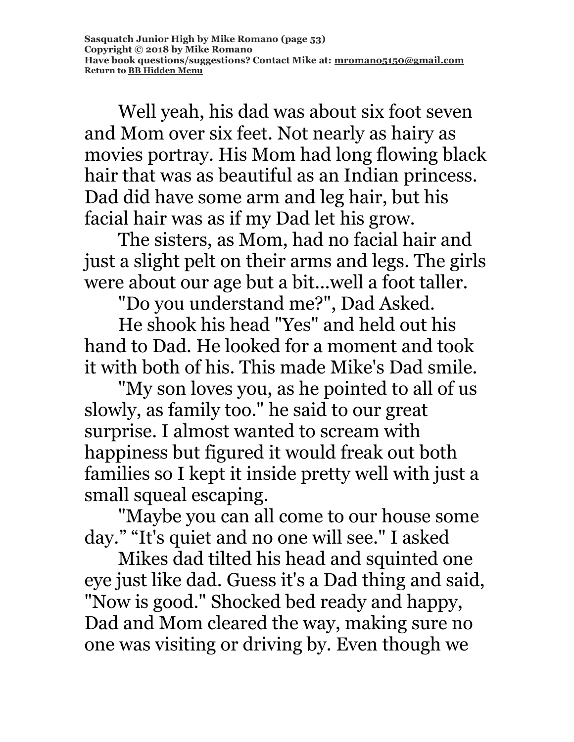Well yeah, his dad was about six foot seven and Mom over six feet. Not nearly as hairy as movies portray. His Mom had long flowing black hair that was as beautiful as an Indian princess. Dad did have some arm and leg hair, but his facial hair was as if my Dad let his grow.

The sisters, as Mom, had no facial hair and just a slight pelt on their arms and legs. The girls were about our age but a bit...well a foot taller.

"Do you understand me?", Dad Asked.

He shook his head "Yes" and held out his hand to Dad. He looked for a moment and took it with both of his. This made Mike's Dad smile.

"My son loves you, as he pointed to all of us slowly, as family too." he said to our great surprise. I almost wanted to scream with happiness but figured it would freak out both families so I kept it inside pretty well with just a small squeal escaping.

"Maybe you can all come to our house some day." "It's quiet and no one will see." I asked

Mikes dad tilted his head and squinted one eye just like dad. Guess it's a Dad thing and said, "Now is good." Shocked bed ready and happy, Dad and Mom cleared the way, making sure no one was visiting or driving by. Even though we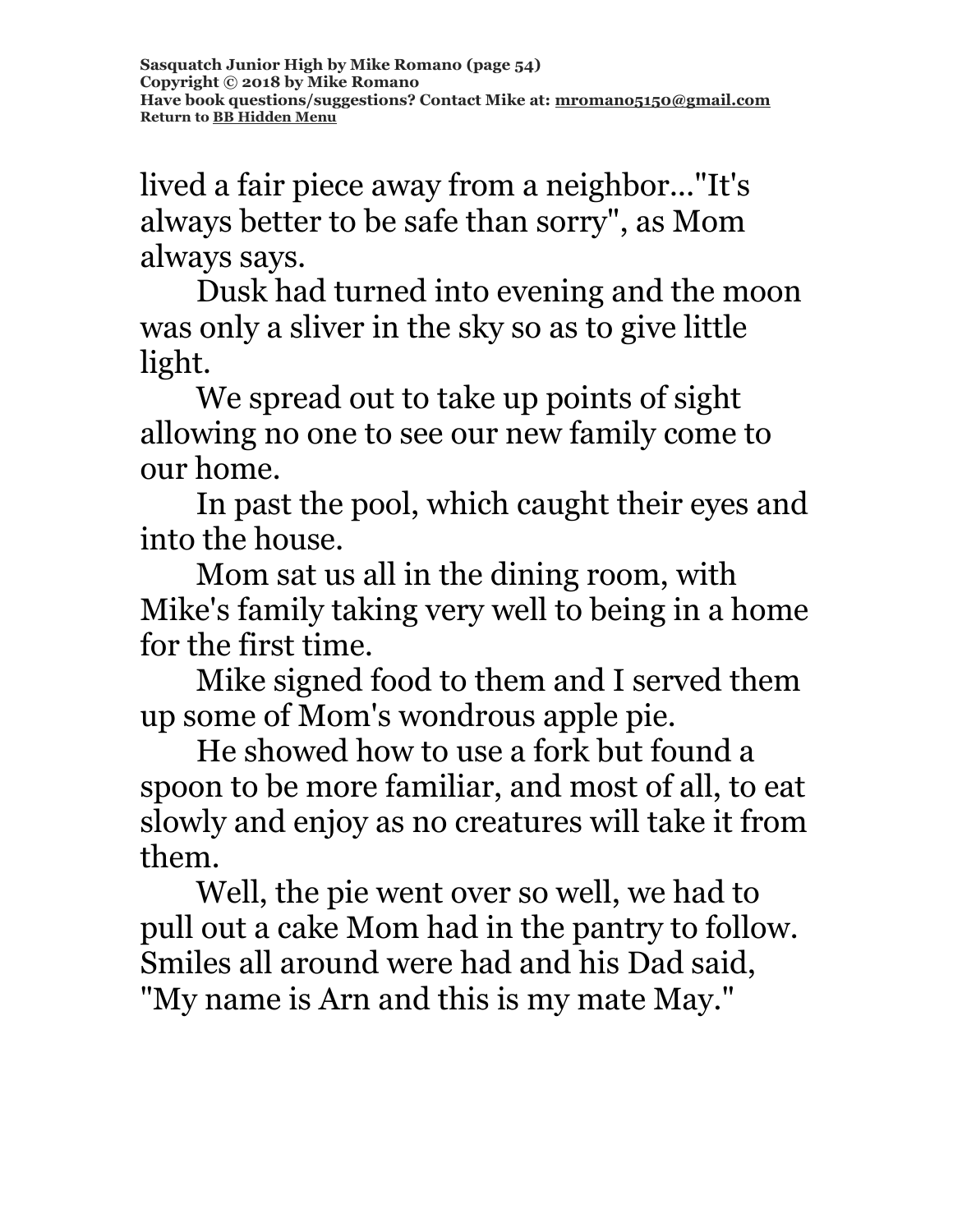lived a fair piece away from a neighbor..."It's always better to be safe than sorry", as Mom always says.

Dusk had turned into evening and the moon was only a sliver in the sky so as to give little light.

We spread out to take up points of sight allowing no one to see our new family come to our home.

In past the pool, which caught their eyes and into the house.

Mom sat us all in the dining room, with Mike's family taking very well to being in a home for the first time.

Mike signed food to them and I served them up some of Mom's wondrous apple pie.

He showed how to use a fork but found a spoon to be more familiar, and most of all, to eat slowly and enjoy as no creatures will take it from them.

Well, the pie went over so well, we had to pull out a cake Mom had in the pantry to follow. Smiles all around were had and his Dad said, "My name is Arn and this is my mate May."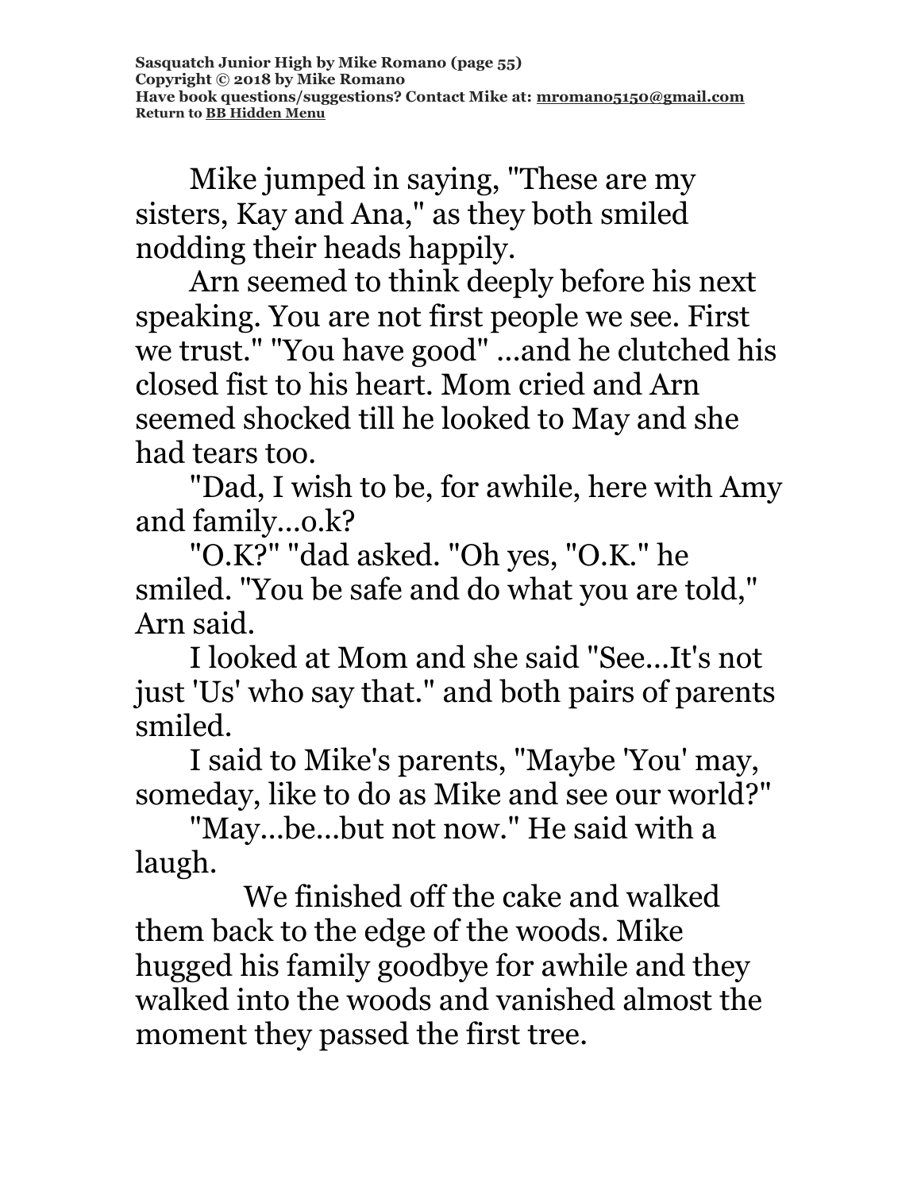Mike jumped in saying, "These are my sisters, Kay and Ana," as they both smiled nodding their heads happily.

Arn seemed to think deeply before his next speaking. You are not first people we see. First we trust." "You have good" ...and he clutched his closed fist to his heart. Mom cried and Arn seemed shocked till he looked to May and she had tears too.

"Dad, I wish to be, for awhile, here with Amy and family...o.k?

"O.K?" "dad asked. "Oh yes, "O.K." he smiled. "You be safe and do what you are told," Arn said.

I looked at Mom and she said "See...It's not just 'Us' who say that." and both pairs of parents smiled.

I said to Mike's parents, "Maybe 'You' may, someday, like to do as Mike and see our world?"

"May...be...but not now." He said with a laugh.

We finished off the cake and walked them back to the edge of the woods. Mike hugged his family goodbye for awhile and they walked into the woods and vanished almost the moment they passed the first tree.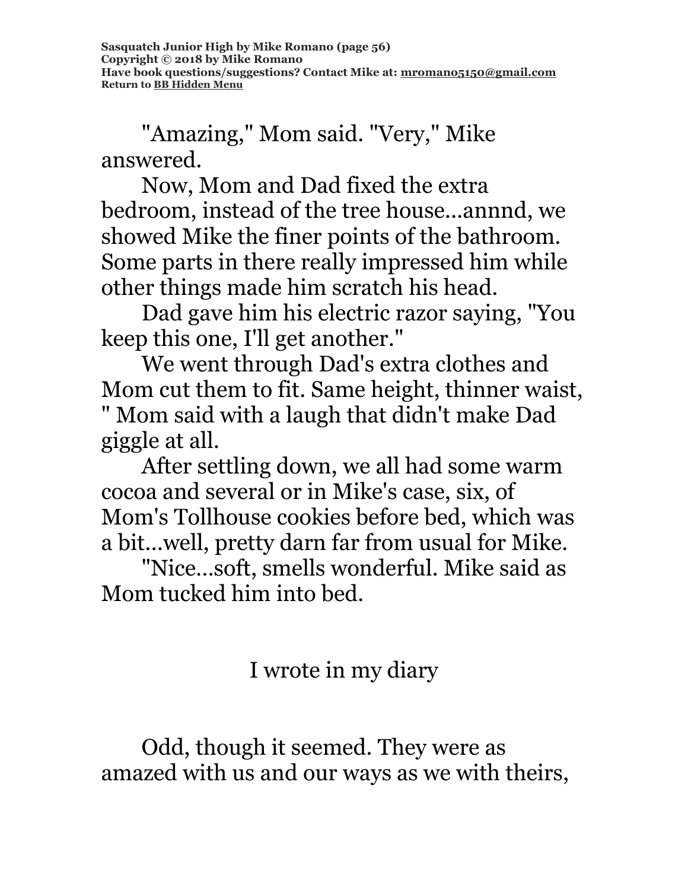"Amazing," Mom said. "Very," Mike answered.

Now, Mom and Dad fixed the extra bedroom, instead of the tree house...annnd, we showed Mike the finer points of the bathroom. Some parts in there really impressed him while other things made him scratch his head.

Dad gave him his electric razor saying, "You keep this one, I'll get another."

We went through Dad's extra clothes and Mom cut them to fit. Same height, thinner waist, " Mom said with a laugh that didn't make Dad giggle at all.

After settling down, we all had some warm cocoa and several or in Mike's case, six, of Mom's Tollhouse cookies before bed, which was a bit...well, pretty darn far from usual for Mike.

"Nice...soft, smells wonderful. Mike said as Mom tucked him into bed.

I wrote in my diary

Odd, though it seemed. They were as amazed with us and our ways as we with theirs,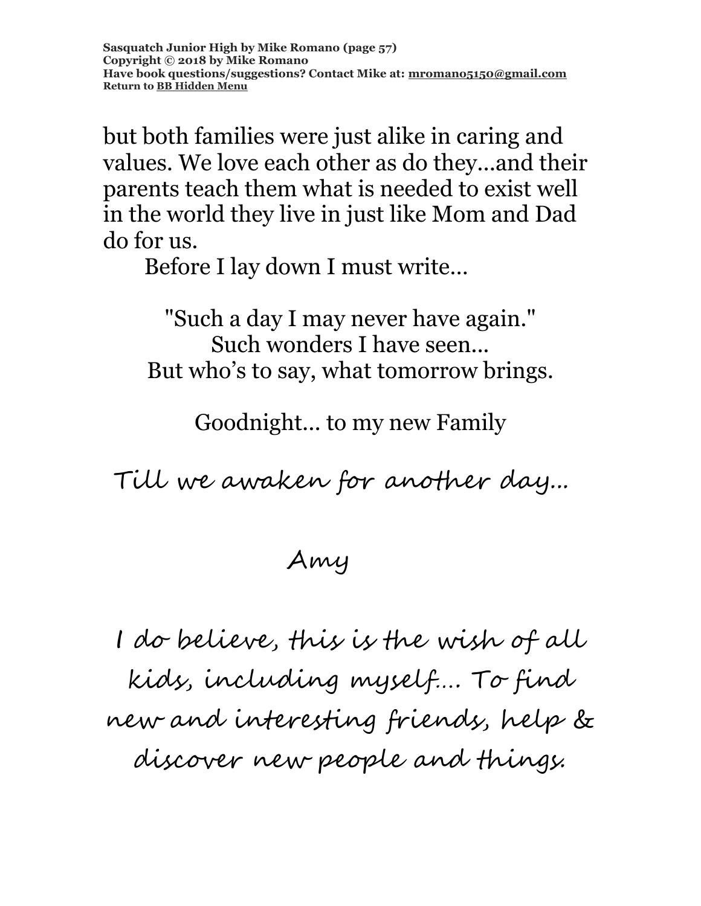but both families were just alike in caring and values. We love each other as do they...and their parents teach them what is needed to exist well in the world they live in just like Mom and Dad do for us.

Before I lay down I must write...

"Such a day I may never have again."
Such wonders I have seen...
But who's to say, what tomorrow brings.

Goodnight... to my new Family

*Till we awaken for another day...*

*Amy*

*I do believe, this is the wish of all kids, including myself.... To find new and interesting friends, help & discover new people and things.*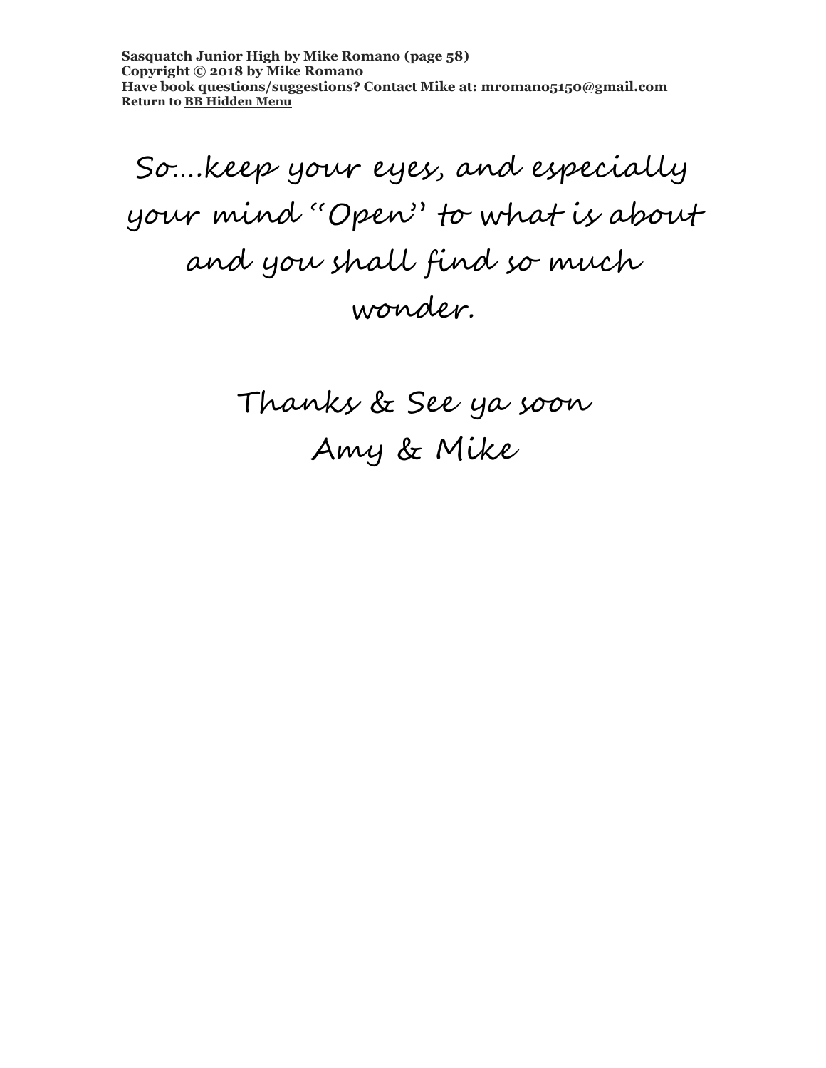So....keep your eyes, and especially your mind "Open" to what is about and you shall find so much wonder.

Thanks & See ya soon
Amy & Mike